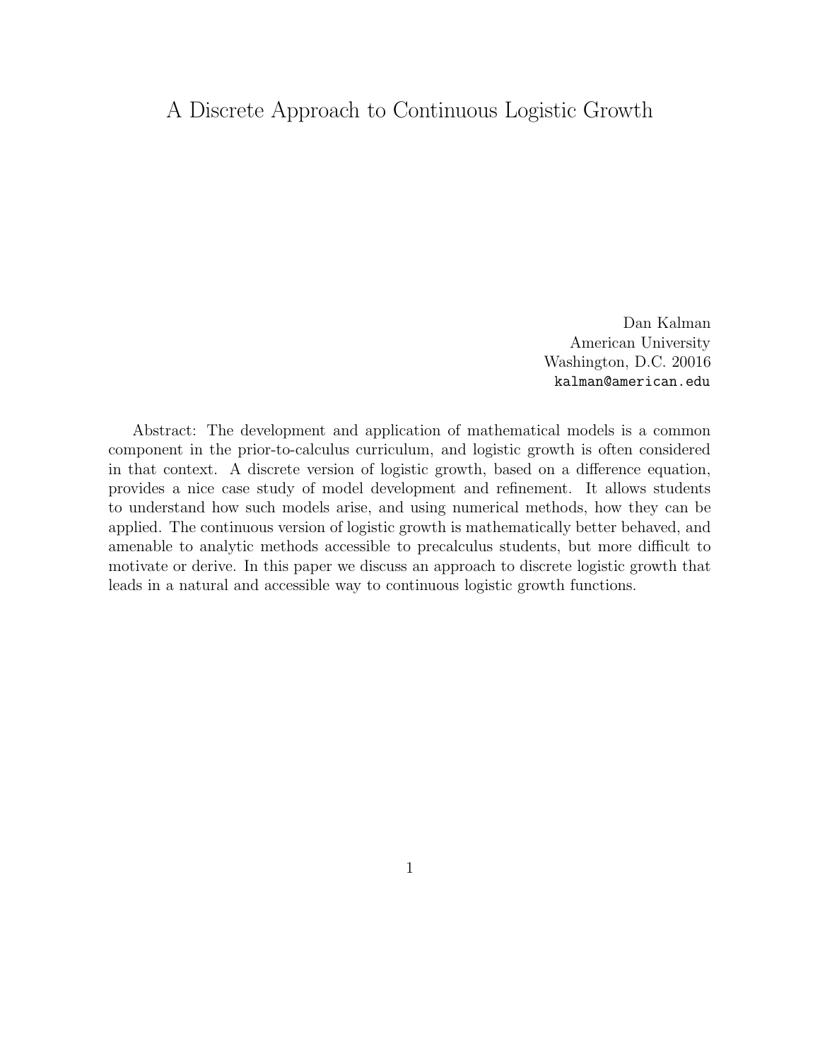# A Discrete Approach to Continuous Logistic Growth

Dan Kalman
American University
Washington, D.C. 20016
kalman@american.edu

Abstract: The development and application of mathematical models is a common component in the prior-to-calculus curriculum, and logistic growth is often considered in that context. A discrete version of logistic growth, based on a difference equation, provides a nice case study of model development and refinement. It allows students to understand how such models arise, and using numerical methods, how they can be applied. The continuous version of logistic growth is mathematically better behaved, and amenable to analytic methods accessible to precalculus students, but more difficult to motivate or derive. In this paper we discuss an approach to discrete logistic growth that leads in a natural and accessible way to continuous logistic growth functions.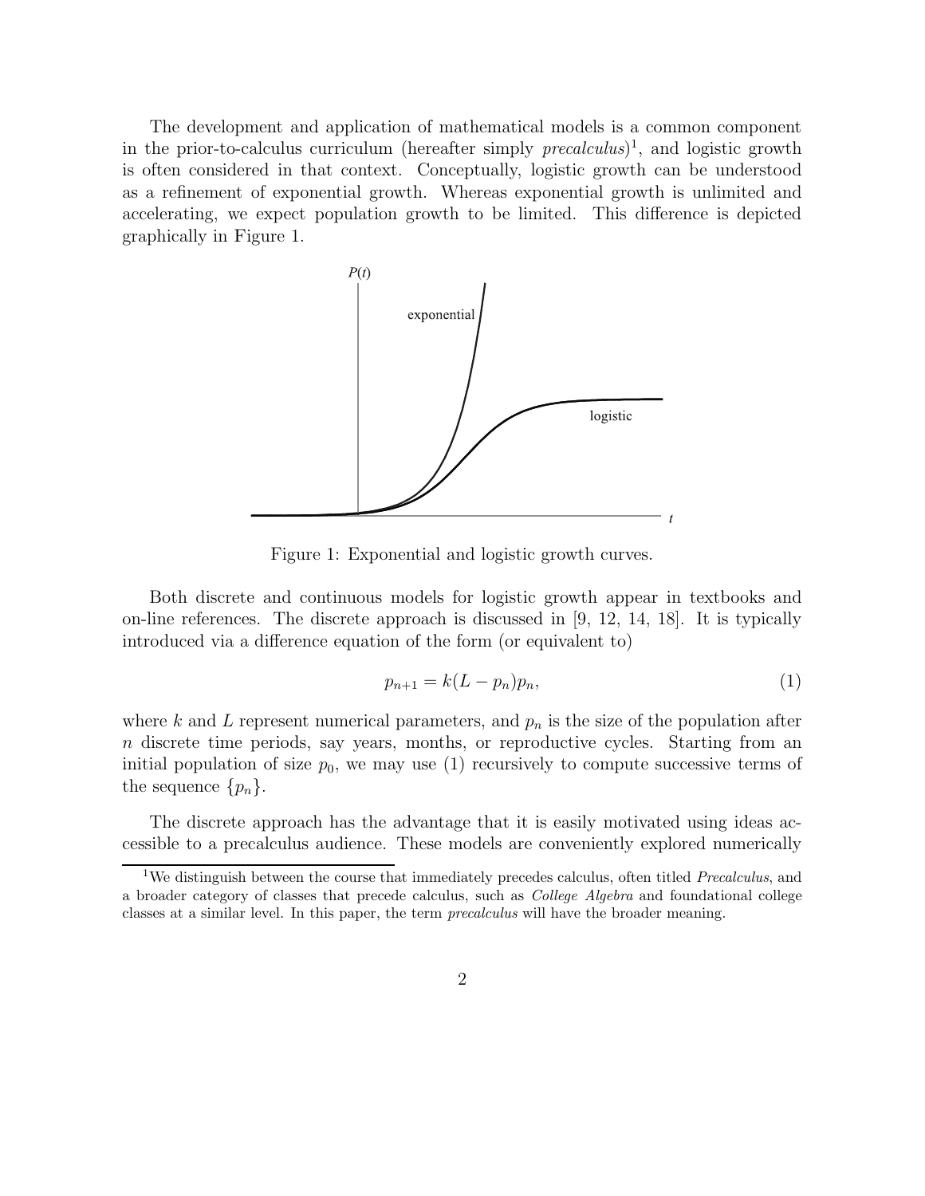The development and application of mathematical models is a common component in the prior-to-calculus curriculum (hereafter simply *precalculus*)[1], and logistic growth is often considered in that context. Conceptually, logistic growth can be understood as a refinement of exponential growth. Whereas exponential growth is unlimited and accelerating, we expect population growth to be limited. This difference is depicted graphically in Figure 1.

Figure 1: Exponential and logistic growth curves.

Both discrete and continuous models for logistic growth appear in textbooks and on-line references. The discrete approach is discussed in [9, 12, 14, 18]. It is typically introduced via a difference equation of the form (or equivalent to)

$$p_{n+1} = k(L - p_n)p_n, \tag{1}$$

where $k$ and $L$ represent numerical parameters, and $p_n$ is the size of the population after $n$ discrete time periods, say years, months, or reproductive cycles. Starting from an initial population of size $p_0$, we may use (1) recursively to compute successive terms of the sequence $\{p_n\}$.

The discrete approach has the advantage that it is easily motivated using ideas accessible to a precalculus audience. These models are conveniently explored numerically

[1] We distinguish between the course that immediately precedes calculus, often titled *Precalculus*, and a broader category of classes that precede calculus, such as *College Algebra* and foundational college classes at a similar level. In this paper, the term *precalculus* will have the broader meaning.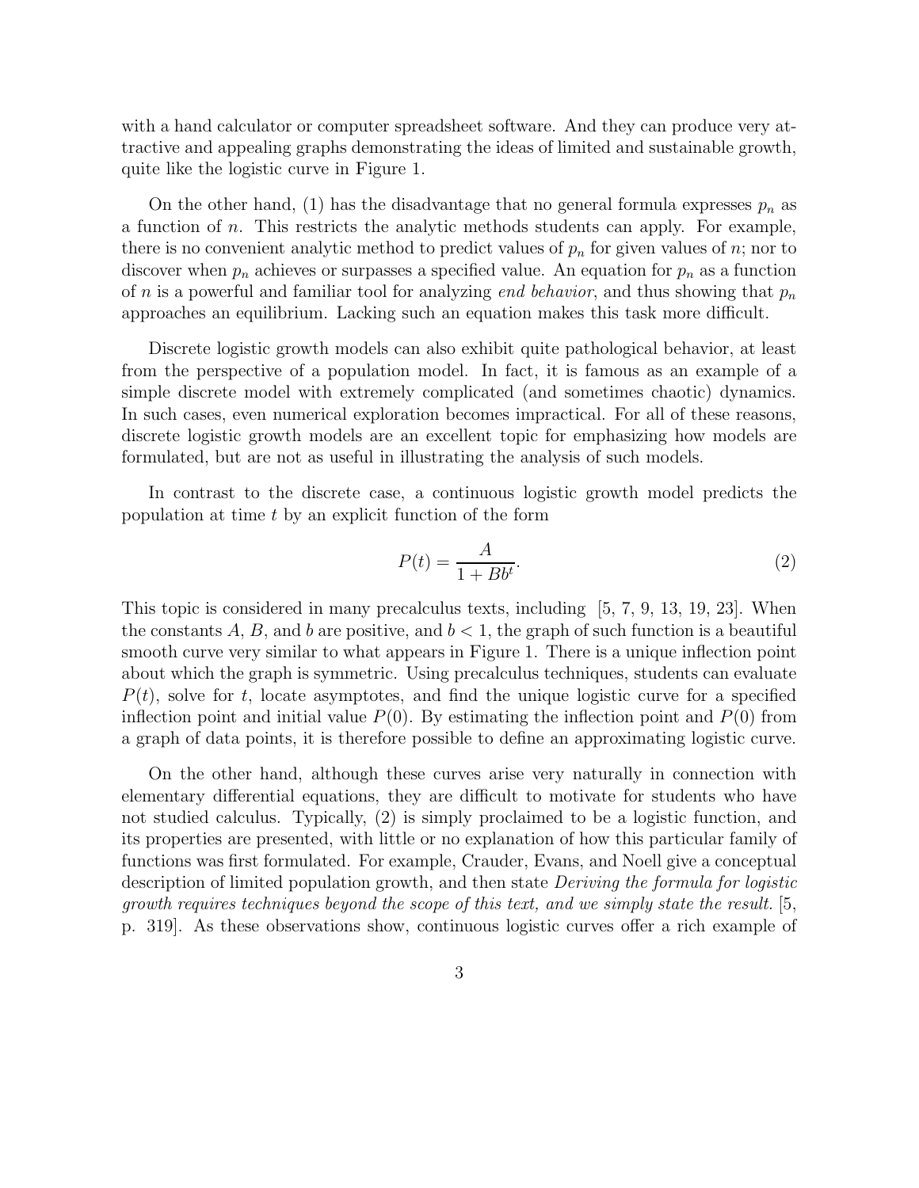with a hand calculator or computer spreadsheet software. And they can produce very attractive and appealing graphs demonstrating the ideas of limited and sustainable growth, quite like the logistic curve in Figure 1.

On the other hand, (1) has the disadvantage that no general formula expresses $p_n$ as a function of $n$. This restricts the analytic methods students can apply. For example, there is no convenient analytic method to predict values of $p_n$ for given values of $n$; nor to discover when $p_n$ achieves or surpasses a specified value. An equation for $p_n$ as a function of $n$ is a powerful and familiar tool for analyzing *end behavior*, and thus showing that $p_n$ approaches an equilibrium. Lacking such an equation makes this task more difficult.

Discrete logistic growth models can also exhibit quite pathological behavior, at least from the perspective of a population model. In fact, it is famous as an example of a simple discrete model with extremely complicated (and sometimes chaotic) dynamics. In such cases, even numerical exploration becomes impractical. For all of these reasons, discrete logistic growth models are an excellent topic for emphasizing how models are formulated, but are not as useful in illustrating the analysis of such models.

In contrast to the discrete case, a continuous logistic growth model predicts the population at time $t$ by an explicit function of the form

$$P(t) = \frac{A}{1 + Bb^t}. \tag{2}$$

This topic is considered in many precalculus texts, including [5, 7, 9, 13, 19, 23]. When the constants $A$, $B$, and $b$ are positive, and $b < 1$, the graph of such function is a beautiful smooth curve very similar to what appears in Figure 1. There is a unique inflection point about which the graph is symmetric. Using precalculus techniques, students can evaluate $P(t)$, solve for $t$, locate asymptotes, and find the unique logistic curve for a specified inflection point and initial value $P(0)$. By estimating the inflection point and $P(0)$ from a graph of data points, it is therefore possible to define an approximating logistic curve.

On the other hand, although these curves arise very naturally in connection with elementary differential equations, they are difficult to motivate for students who have not studied calculus. Typically, (2) is simply proclaimed to be a logistic function, and its properties are presented, with little or no explanation of how this particular family of functions was first formulated. For example, Crauder, Evans, and Noell give a conceptual description of limited population growth, and then state *Deriving the formula for logistic growth requires techniques beyond the scope of this text, and we simply state the result.* [5, p. 319]. As these observations show, continuous logistic curves offer a rich example of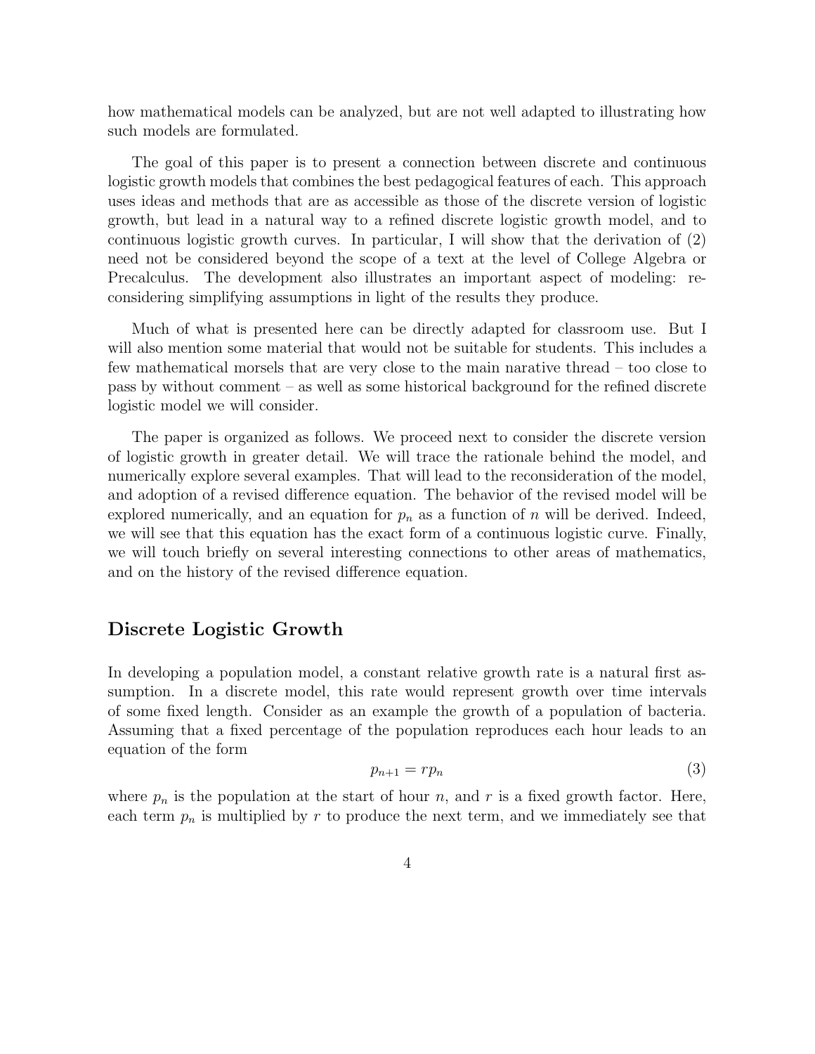how mathematical models can be analyzed, but are not well adapted to illustrating how such models are formulated.

The goal of this paper is to present a connection between discrete and continuous logistic growth models that combines the best pedagogical features of each. This approach uses ideas and methods that are as accessible as those of the discrete version of logistic growth, but lead in a natural way to a refined discrete logistic growth model, and to continuous logistic growth curves. In particular, I will show that the derivation of (2) need not be considered beyond the scope of a text at the level of College Algebra or Precalculus. The development also illustrates an important aspect of modeling: reconsidering simplifying assumptions in light of the results they produce.

Much of what is presented here can be directly adapted for classroom use. But I will also mention some material that would not be suitable for students. This includes a few mathematical morsels that are very close to the main narative thread – too close to pass by without comment – as well as some historical background for the refined discrete logistic model we will consider.

The paper is organized as follows. We proceed next to consider the discrete version of logistic growth in greater detail. We will trace the rationale behind the model, and numerically explore several examples. That will lead to the reconsideration of the model, and adoption of a revised difference equation. The behavior of the revised model will be explored numerically, and an equation for $p_n$ as a function of $n$ will be derived. Indeed, we will see that this equation has the exact form of a continuous logistic curve. Finally, we will touch briefly on several interesting connections to other areas of mathematics, and on the history of the revised difference equation.

## Discrete Logistic Growth

In developing a population model, a constant relative growth rate is a natural first assumption. In a discrete model, this rate would represent growth over time intervals of some fixed length. Consider as an example the growth of a population of bacteria. Assuming that a fixed percentage of the population reproduces each hour leads to an equation of the form

$$p_{n+1} = rp_n \tag{3}$$

where $p_n$ is the population at the start of hour $n$, and $r$ is a fixed growth factor. Here, each term $p_n$ is multiplied by $r$ to produce the next term, and we immediately see that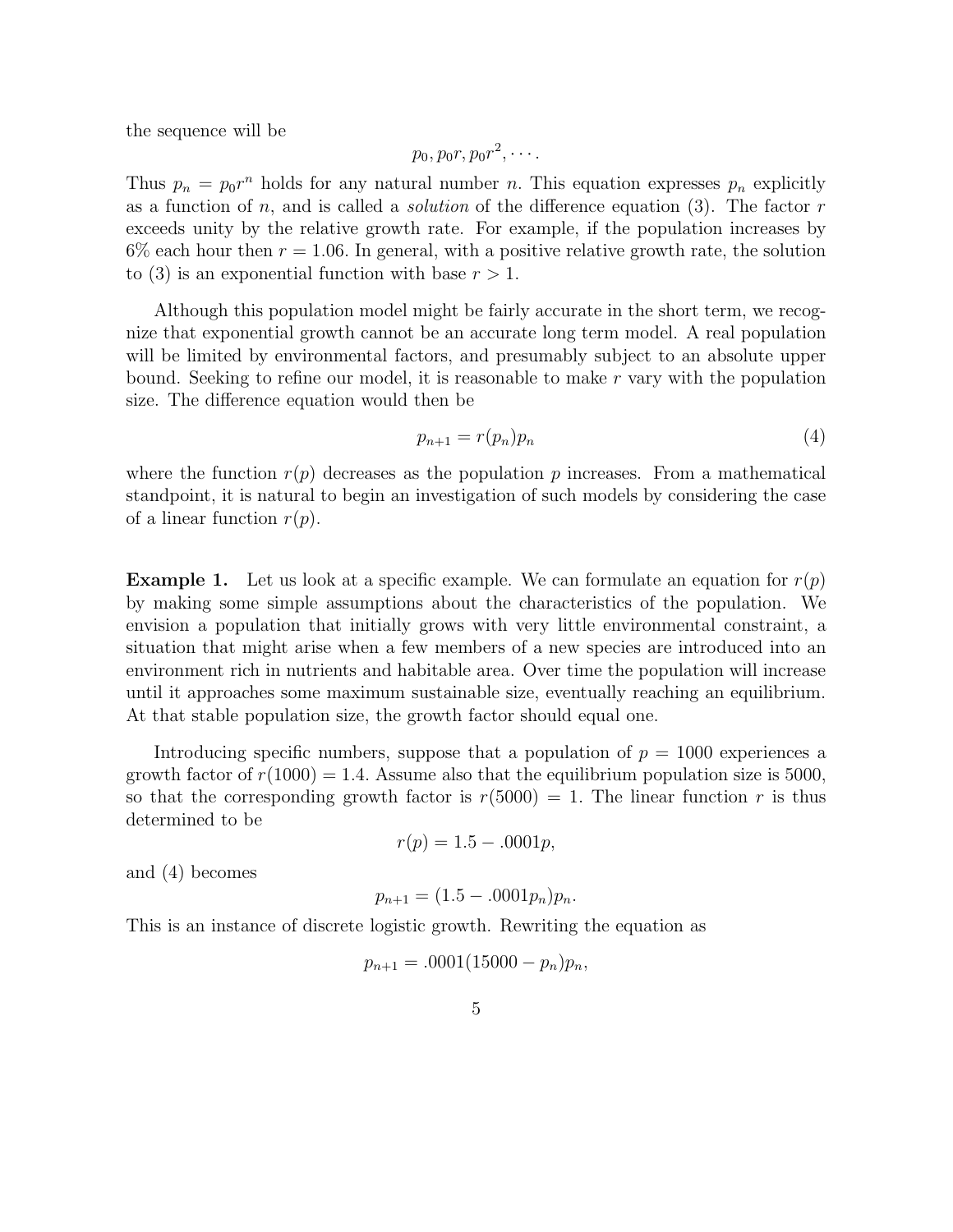the sequence will be

$$p_0, p_0 r, p_0 r^2, \cdots.$$

Thus $p_n = p_0 r^n$ holds for any natural number $n$. This equation expresses $p_n$ explicitly as a function of $n$, and is called a *solution* of the difference equation (3). The factor $r$ exceeds unity by the relative growth rate. For example, if the population increases by 6% each hour then $r = 1.06$. In general, with a positive relative growth rate, the solution to (3) is an exponential function with base $r > 1$.

Although this population model might be fairly accurate in the short term, we recognize that exponential growth cannot be an accurate long term model. A real population will be limited by environmental factors, and presumably subject to an absolute upper bound. Seeking to refine our model, it is reasonable to make $r$ vary with the population size. The difference equation would then be

$$p_{n+1} = r(p_n)p_n \tag{4}$$

where the function $r(p)$ decreases as the population $p$ increases. From a mathematical standpoint, it is natural to begin an investigation of such models by considering the case of a linear function $r(p)$.

**Example 1.** Let us look at a specific example. We can formulate an equation for $r(p)$ by making some simple assumptions about the characteristics of the population. We envision a population that initially grows with very little environmental constraint, a situation that might arise when a few members of a new species are introduced into an environment rich in nutrients and habitable area. Over time the population will increase until it approaches some maximum sustainable size, eventually reaching an equilibrium. At that stable population size, the growth factor should equal one.

Introducing specific numbers, suppose that a population of $p = 1000$ experiences a growth factor of $r(1000) = 1.4$. Assume also that the equilibrium population size is 5000, so that the corresponding growth factor is $r(5000) = 1$. The linear function $r$ is thus determined to be

$$r(p) = 1.5 - .0001p,$$

and (4) becomes

$$p_{n+1} = (1.5 - .0001p_n)p_n.$$

This is an instance of discrete logistic growth. Rewriting the equation as

$$p_{n+1} = .0001(15000 - p_n)p_n,$$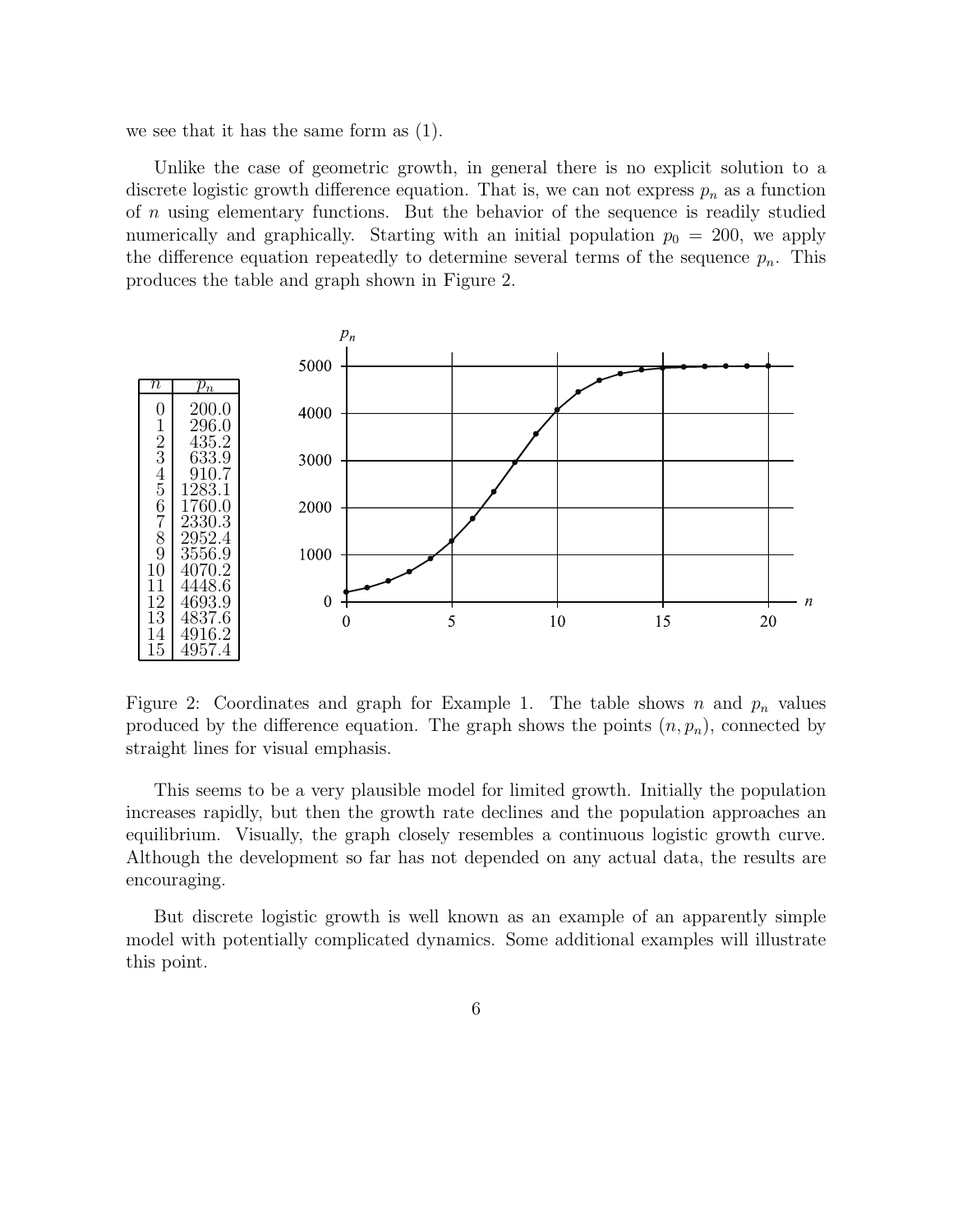we see that it has the same form as (1).

Unlike the case of geometric growth, in general there is no explicit solution to a discrete logistic growth difference equation. That is, we can not express $p_n$ as a function of $n$ using elementary functions. But the behavior of the sequence is readily studied numerically and graphically. Starting with an initial population $p_0 = 200$, we apply the difference equation repeatedly to determine several terms of the sequence $p_n$. This produces the table and graph shown in Figure 2.

| $n$ | $p_n$ |
|---|---|
| 0 | 200.0 |
| 1 | 296.0 |
| 2 | 435.2 |
| 3 | 633.9 |
| 4 | 910.7 |
| 5 | 1283.1 |
| 6 | 1760.0 |
| 7 | 2330.3 |
| 8 | 2952.4 |
| 9 | 3556.9 |
| 10 | 4070.2 |
| 11 | 4448.6 |
| 12 | 4693.9 |
| 13 | 4837.6 |
| 14 | 4916.2 |
| 15 | 4957.4 |

Figure 2: Coordinates and graph for Example 1. The table shows $n$ and $p_n$ values produced by the difference equation. The graph shows the points $(n, p_n)$, connected by straight lines for visual emphasis.

This seems to be a very plausible model for limited growth. Initially the population increases rapidly, but then the growth rate declines and the population approaches an equilibrium. Visually, the graph closely resembles a continuous logistic growth curve. Although the development so far has not depended on any actual data, the results are encouraging.

But discrete logistic growth is well known as an example of an apparently simple model with potentially complicated dynamics. Some additional examples will illustrate this point.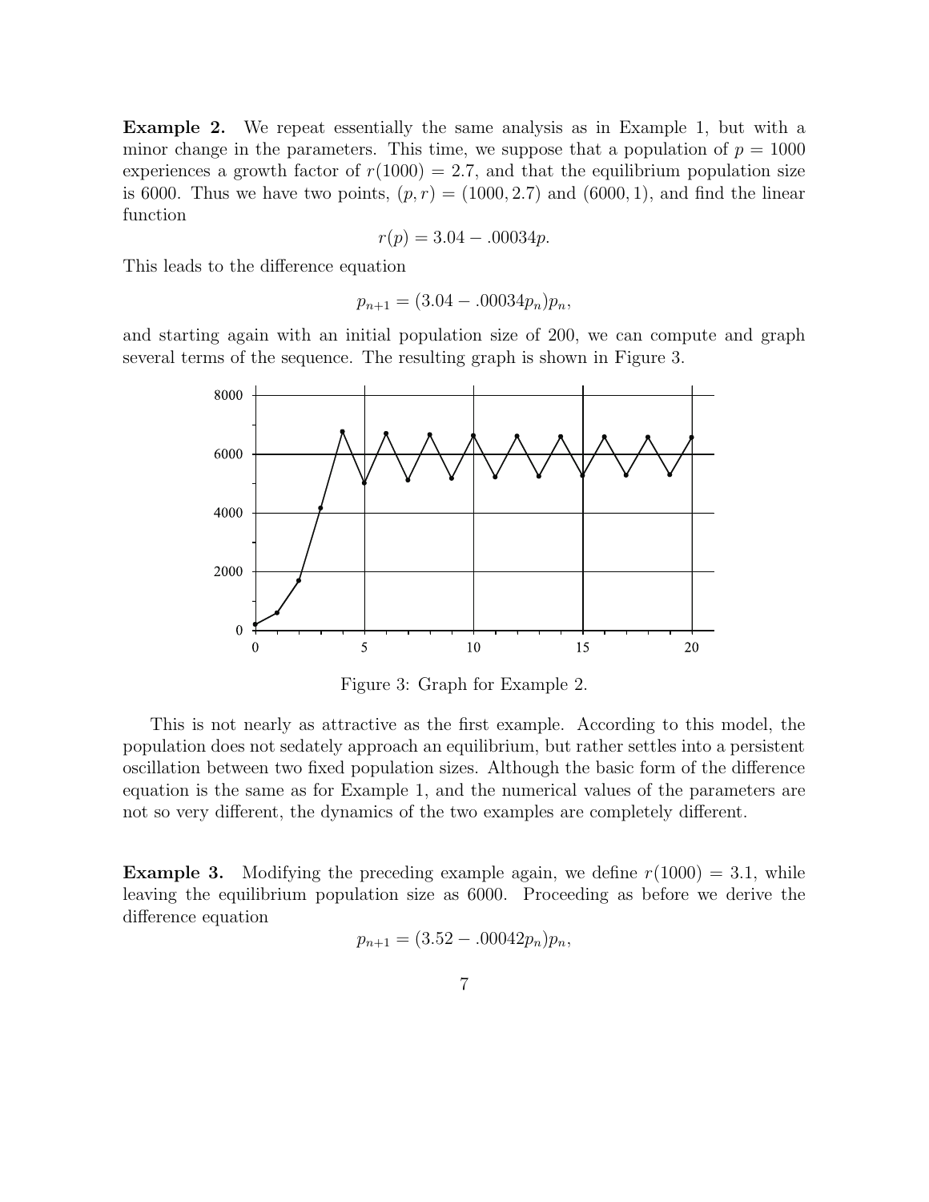**Example 2.** We repeat essentially the same analysis as in Example 1, but with a minor change in the parameters. This time, we suppose that a population of $p = 1000$ experiences a growth factor of $r(1000) = 2.7$, and that the equilibrium population size is 6000. Thus we have two points, $(p, r) = (1000, 2.7)$ and $(6000, 1)$, and find the linear function

$$r(p) = 3.04 - .00034p.$$

This leads to the difference equation

$$p_{n+1} = (3.04 - .00034p_n)p_n,$$

and starting again with an initial population size of 200, we can compute and graph several terms of the sequence. The resulting graph is shown in Figure 3.

Figure 3: Graph for Example 2.

This is not nearly as attractive as the first example. According to this model, the population does not sedately approach an equilibrium, but rather settles into a persistent oscillation between two fixed population sizes. Although the basic form of the difference equation is the same as for Example 1, and the numerical values of the parameters are not so very different, the dynamics of the two examples are completely different.

**Example 3.** Modifying the preceding example again, we define $r(1000) = 3.1$, while leaving the equilibrium population size as 6000. Proceeding as before we derive the difference equation

$$p_{n+1} = (3.52 - .00042p_n)p_n,$$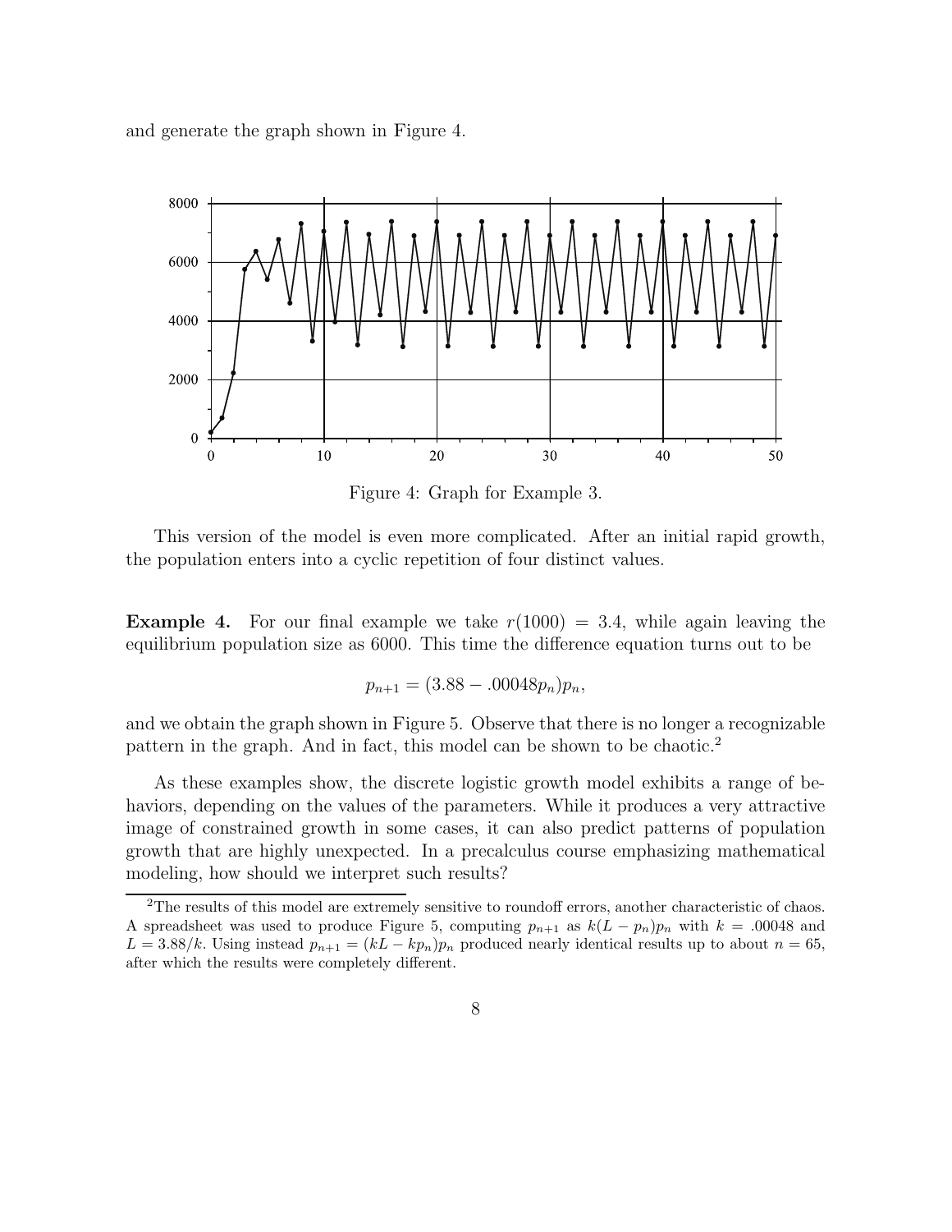and generate the graph shown in Figure 4.

Figure 4: Graph for Example 3.

This version of the model is even more complicated. After an initial rapid growth, the population enters into a cyclic repetition of four distinct values.

**Example 4.** For our final example we take $r(1000) = 3.4$, while again leaving the equilibrium population size as 6000. This time the difference equation turns out to be

$$p_{n+1} = (3.88 - .00048p_n)p_n,$$

and we obtain the graph shown in Figure 5. Observe that there is no longer a recognizable pattern in the graph. And in fact, this model can be shown to be chaotic.[2]

As these examples show, the discrete logistic growth model exhibits a range of behaviors, depending on the values of the parameters. While it produces a very attractive image of constrained growth in some cases, it can also predict patterns of population growth that are highly unexpected. In a precalculus course emphasizing mathematical modeling, how should we interpret such results?

---

[2]The results of this model are extremely sensitive to roundoff errors, another characteristic of chaos. A spreadsheet was used to produce Figure 5, computing $p_{n+1}$ as $k(L - p_n)p_n$ with $k = .00048$ and $L = 3.88/k$. Using instead $p_{n+1} = (kL - kp_n)p_n$ produced nearly identical results up to about $n = 65$, after which the results were completely different.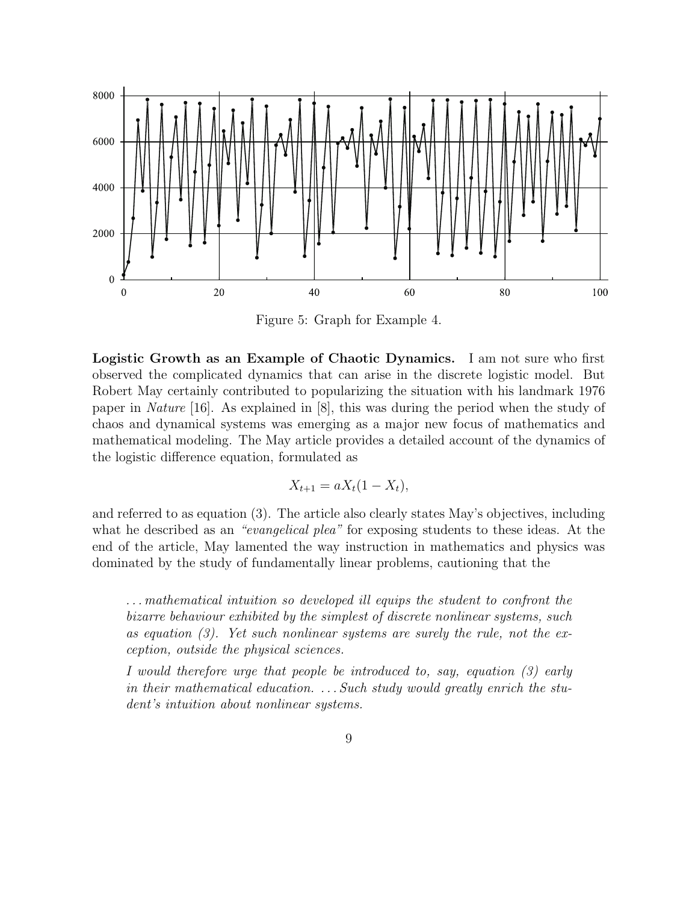Figure 5: Graph for Example 4.

**Logistic Growth as an Example of Chaotic Dynamics.** I am not sure who first observed the complicated dynamics that can arise in the discrete logistic model. But Robert May certainly contributed to popularizing the situation with his landmark 1976 paper in *Nature* [16]. As explained in [8], this was during the period when the study of chaos and dynamical systems was emerging as a major new focus of mathematics and mathematical modeling. The May article provides a detailed account of the dynamics of the logistic difference equation, formulated as

$$X_{t+1} = aX_t(1 - X_t),$$

and referred to as equation (3). The article also clearly states May's objectives, including what he described as an *"evangelical plea"* for exposing students to these ideas. At the end of the article, May lamented the way instruction in mathematics and physics was dominated by the study of fundamentally linear problems, cautioning that the

> *... mathematical intuition so developed ill equips the student to confront the bizarre behaviour exhibited by the simplest of discrete nonlinear systems, such as equation (3). Yet such nonlinear systems are surely the rule, not the exception, outside the physical sciences.*
>
> *I would therefore urge that people be introduced to, say, equation (3) early in their mathematical education. ... Such study would greatly enrich the student's intuition about nonlinear systems.*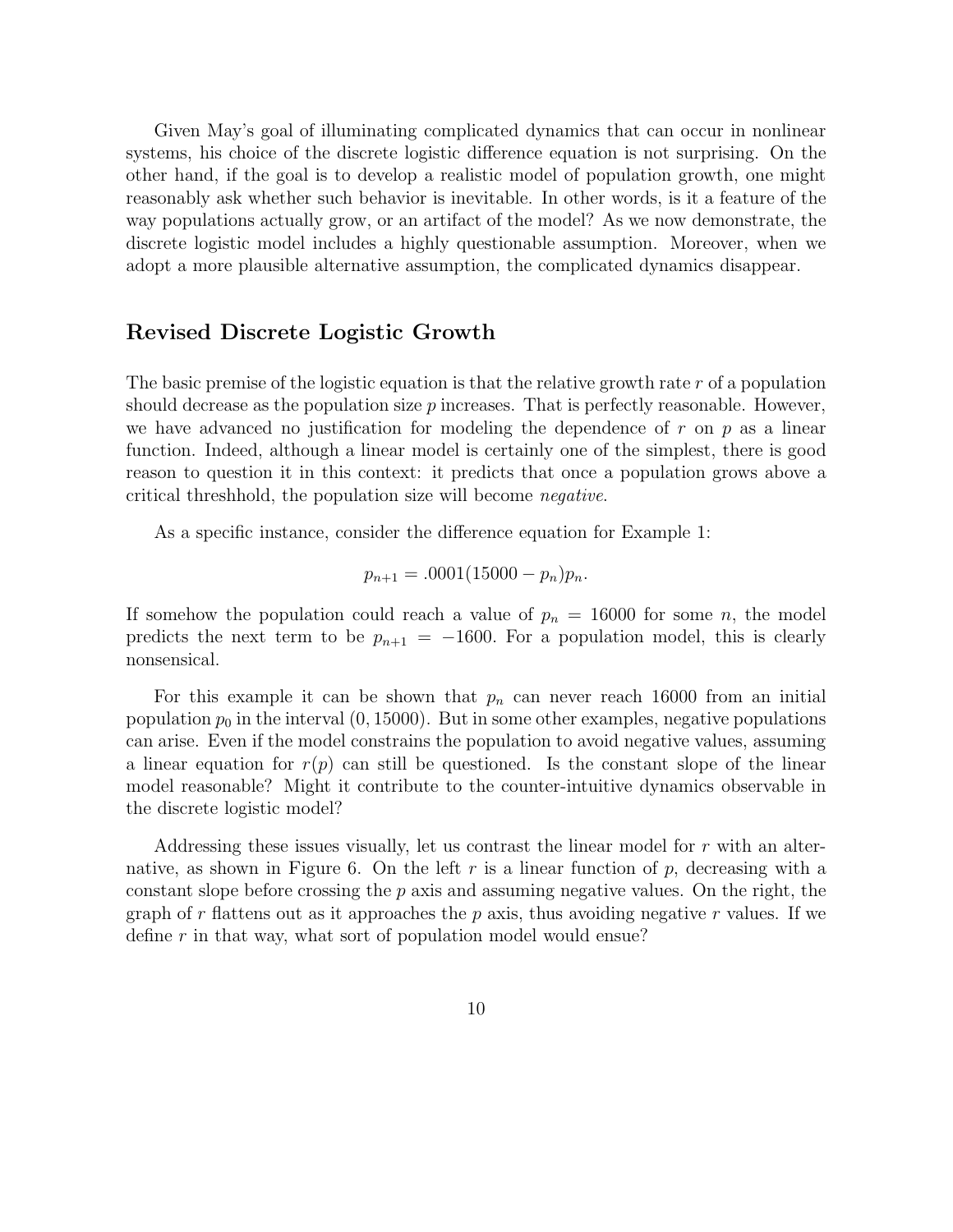Given May's goal of illuminating complicated dynamics that can occur in nonlinear systems, his choice of the discrete logistic difference equation is not surprising. On the other hand, if the goal is to develop a realistic model of population growth, one might reasonably ask whether such behavior is inevitable. In other words, is it a feature of the way populations actually grow, or an artifact of the model? As we now demonstrate, the discrete logistic model includes a highly questionable assumption. Moreover, when we adopt a more plausible alternative assumption, the complicated dynamics disappear.

## Revised Discrete Logistic Growth

The basic premise of the logistic equation is that the relative growth rate $r$ of a population should decrease as the population size $p$ increases. That is perfectly reasonable. However, we have advanced no justification for modeling the dependence of $r$ on $p$ as a linear function. Indeed, although a linear model is certainly one of the simplest, there is good reason to question it in this context: it predicts that once a population grows above a critical threshhold, the population size will become *negative*.

As a specific instance, consider the difference equation for Example 1:

$$p_{n+1} = .0001(15000 - p_n)p_n.$$

If somehow the population could reach a value of $p_n = 16000$ for some $n$, the model predicts the next term to be $p_{n+1} = -1600$. For a population model, this is clearly nonsensical.

For this example it can be shown that $p_n$ can never reach 16000 from an initial population $p_0$ in the interval $(0, 15000)$. But in some other examples, negative populations can arise. Even if the model constrains the population to avoid negative values, assuming a linear equation for $r(p)$ can still be questioned. Is the constant slope of the linear model reasonable? Might it contribute to the counter-intuitive dynamics observable in the discrete logistic model?

Addressing these issues visually, let us contrast the linear model for $r$ with an alternative, as shown in Figure 6. On the left $r$ is a linear function of $p$, decreasing with a constant slope before crossing the $p$ axis and assuming negative values. On the right, the graph of $r$ flattens out as it approaches the $p$ axis, thus avoiding negative $r$ values. If we define $r$ in that way, what sort of population model would ensue?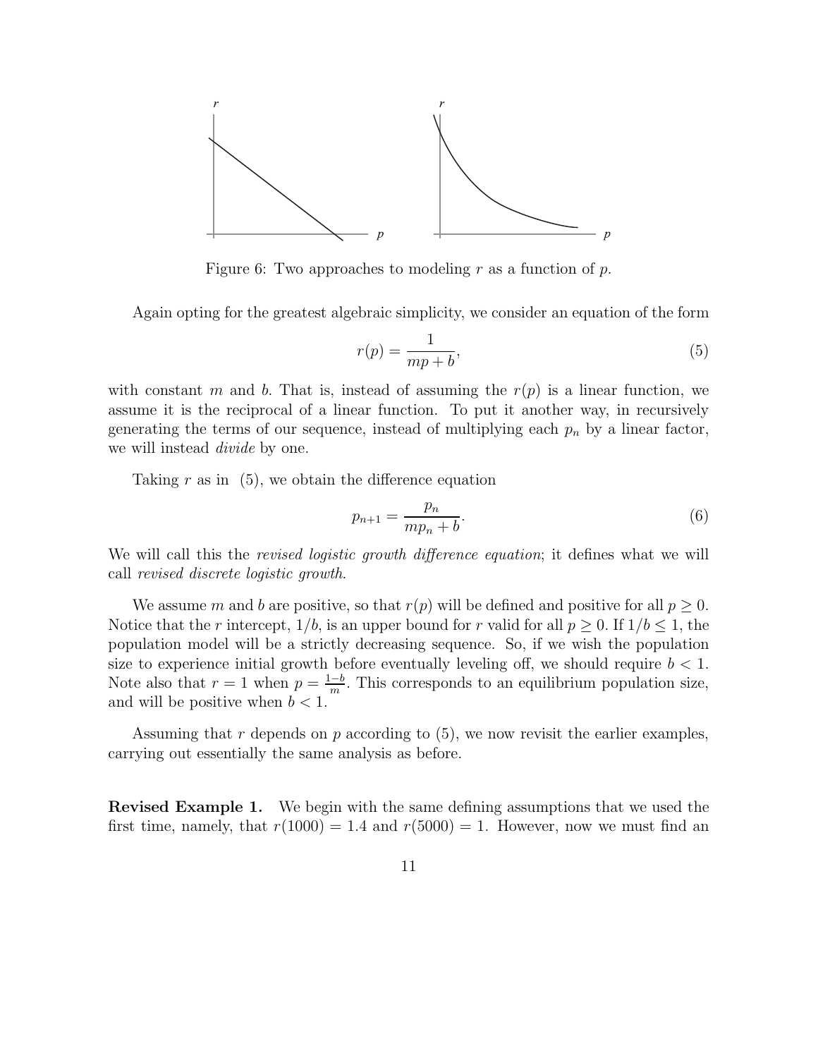Figure 6: Two approaches to modeling $r$ as a function of $p$.

Again opting for the greatest algebraic simplicity, we consider an equation of the form

$$r(p) = \frac{1}{mp + b}, \tag{5}$$

with constant $m$ and $b$. That is, instead of assuming the $r(p)$ is a linear function, we assume it is the reciprocal of a linear function. To put it another way, in recursively generating the terms of our sequence, instead of multiplying each $p_n$ by a linear factor, we will instead *divide* by one.

Taking $r$ as in (5), we obtain the difference equation

$$p_{n+1} = \frac{p_n}{mp_n + b}. \tag{6}$$

We will call this the *revised logistic growth difference equation*; it defines what we will call *revised discrete logistic growth*.

We assume $m$ and $b$ are positive, so that $r(p)$ will be defined and positive for all $p \geq 0$. Notice that the $r$ intercept, $1/b$, is an upper bound for $r$ valid for all $p \geq 0$. If $1/b \leq 1$, the population model will be a strictly decreasing sequence. So, if we wish the population size to experience initial growth before eventually leveling off, we should require $b < 1$. Note also that $r = 1$ when $p = \frac{1-b}{m}$. This corresponds to an equilibrium population size, and will be positive when $b < 1$.

Assuming that $r$ depends on $p$ according to (5), we now revisit the earlier examples, carrying out essentially the same analysis as before.

**Revised Example 1.** We begin with the same defining assumptions that we used the first time, namely, that $r(1000) = 1.4$ and $r(5000) = 1$. However, now we must find an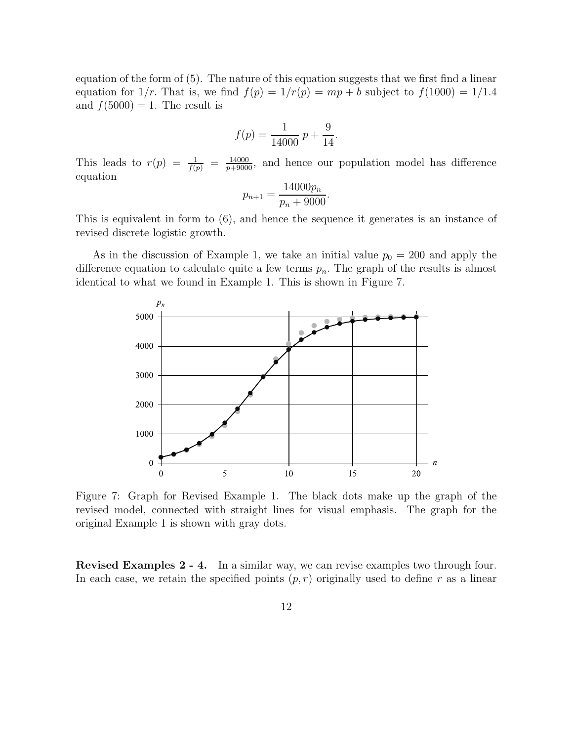equation of the form of (5). The nature of this equation suggests that we first find a linear equation for $1/r$. That is, we find $f(p) = 1/r(p) = mp + b$ subject to $f(1000) = 1/1.4$ and $f(5000) = 1$. The result is

$$f(p) = \frac{1}{14000}\, p + \frac{9}{14}.$$

This leads to $r(p) = \frac{1}{f(p)} = \frac{14000}{p+9000}$, and hence our population model has difference equation

$$p_{n+1} = \frac{14000 p_n}{p_n + 9000}.$$

This is equivalent in form to (6), and hence the sequence it generates is an instance of revised discrete logistic growth.

As in the discussion of Example 1, we take an initial value $p_0 = 200$ and apply the difference equation to calculate quite a few terms $p_n$. The graph of the results is almost identical to what we found in Example 1. This is shown in Figure 7.

Figure 7: Graph for Revised Example 1. The black dots make up the graph of the revised model, connected with straight lines for visual emphasis. The graph for the original Example 1 is shown with gray dots.

**Revised Examples 2 - 4.** In a similar way, we can revise examples two through four. In each case, we retain the specified points $(p, r)$ originally used to define $r$ as a linear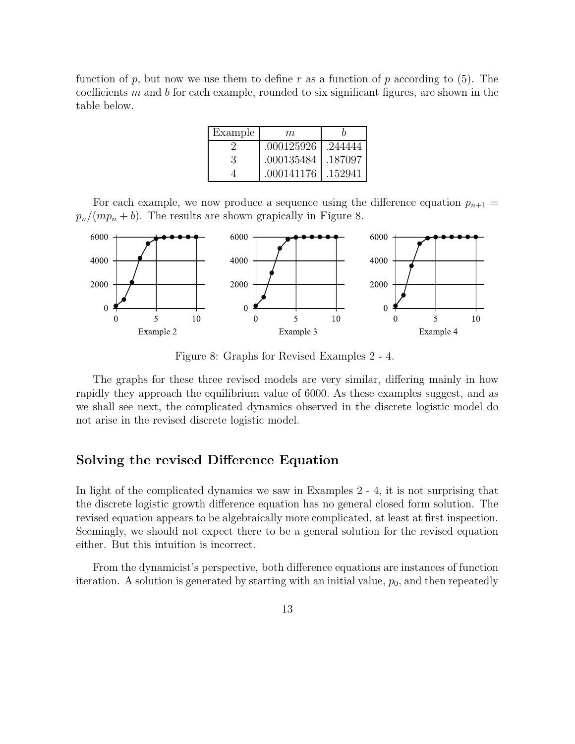function of $p$, but now we use them to define $r$ as a function of $p$ according to (5). The coefficients $m$ and $b$ for each example, rounded to six significant figures, are shown in the table below.

| Example | $m$ | $b$ |
|---|---|---|
| 2 | .000125926 | .244444 |
| 3 | .000135484 | .187097 |
| 4 | .000141176 | .152941 |

For each example, we now produce a sequence using the difference equation $p_{n+1} = p_n/(mp_n + b)$. The results are shown grapically in Figure 8.

Figure 8: Graphs for Revised Examples 2 - 4.

The graphs for these three revised models are very similar, differing mainly in how rapidly they approach the equilibrium value of 6000. As these examples suggest, and as we shall see next, the complicated dynamics observed in the discrete logistic model do not arise in the revised discrete logistic model.

## Solving the revised Difference Equation

In light of the complicated dynamics we saw in Examples 2 - 4, it is not surprising that the discrete logistic growth difference equation has no general closed form solution. The revised equation appears to be algebraically more complicated, at least at first inspection. Seemingly, we should not expect there to be a general solution for the revised equation either. But this intuition is incorrect.

From the dynamicist's perspective, both difference equations are instances of function iteration. A solution is generated by starting with an initial value, $p_0$, and then repeatedly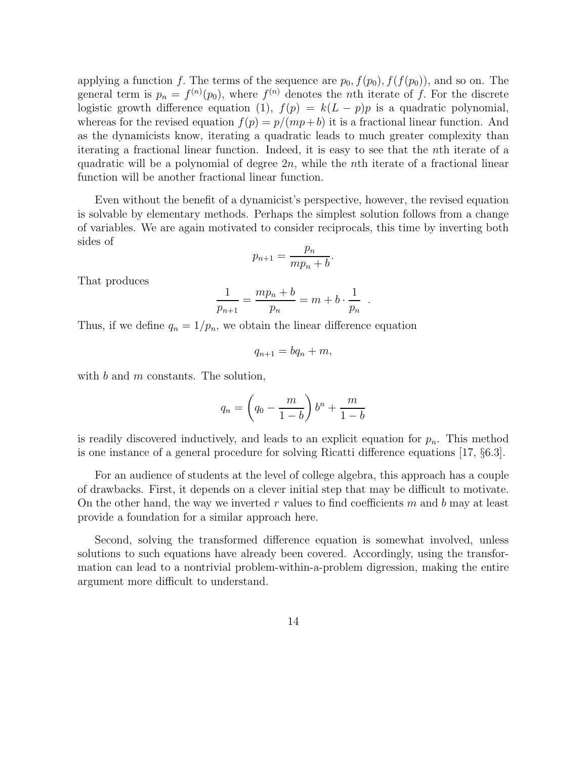applying a function $f$. The terms of the sequence are $p_0, f(p_0), f(f(p_0))$, and so on. The general term is $p_n = f^{(n)}(p_0)$, where $f^{(n)}$ denotes the $n$th iterate of $f$. For the discrete logistic growth difference equation (1), $f(p) = k(L-p)p$ is a quadratic polynomial, whereas for the revised equation $f(p) = p/(mp+b)$ it is a fractional linear function. And as the dynamicists know, iterating a quadratic leads to much greater complexity than iterating a fractional linear function. Indeed, it is easy to see that the $n$th iterate of a quadratic will be a polynomial of degree $2n$, while the $n$th iterate of a fractional linear function will be another fractional linear function.

Even without the benefit of a dynamicist's perspective, however, the revised equation is solvable by elementary methods. Perhaps the simplest solution follows from a change of variables. We are again motivated to consider reciprocals, this time by inverting both sides of

$$p_{n+1} = \frac{p_n}{mp_n + b}.$$

That produces

$$\frac{1}{p_{n+1}} = \frac{mp_n + b}{p_n} = m + b \cdot \frac{1}{p_n} \ .$$

Thus, if we define $q_n = 1/p_n$, we obtain the linear difference equation

$$q_{n+1} = bq_n + m,$$

with $b$ and $m$ constants. The solution,

$$q_n = \left(q_0 - \frac{m}{1-b}\right) b^n + \frac{m}{1-b}$$

is readily discovered inductively, and leads to an explicit equation for $p_n$. This method is one instance of a general procedure for solving Ricatti difference equations [17, §6.3].

For an audience of students at the level of college algebra, this approach has a couple of drawbacks. First, it depends on a clever initial step that may be difficult to motivate. On the other hand, the way we inverted $r$ values to find coefficients $m$ and $b$ may at least provide a foundation for a similar approach here.

Second, solving the transformed difference equation is somewhat involved, unless solutions to such equations have already been covered. Accordingly, using the transformation can lead to a nontrivial problem-within-a-problem digression, making the entire argument more difficult to understand.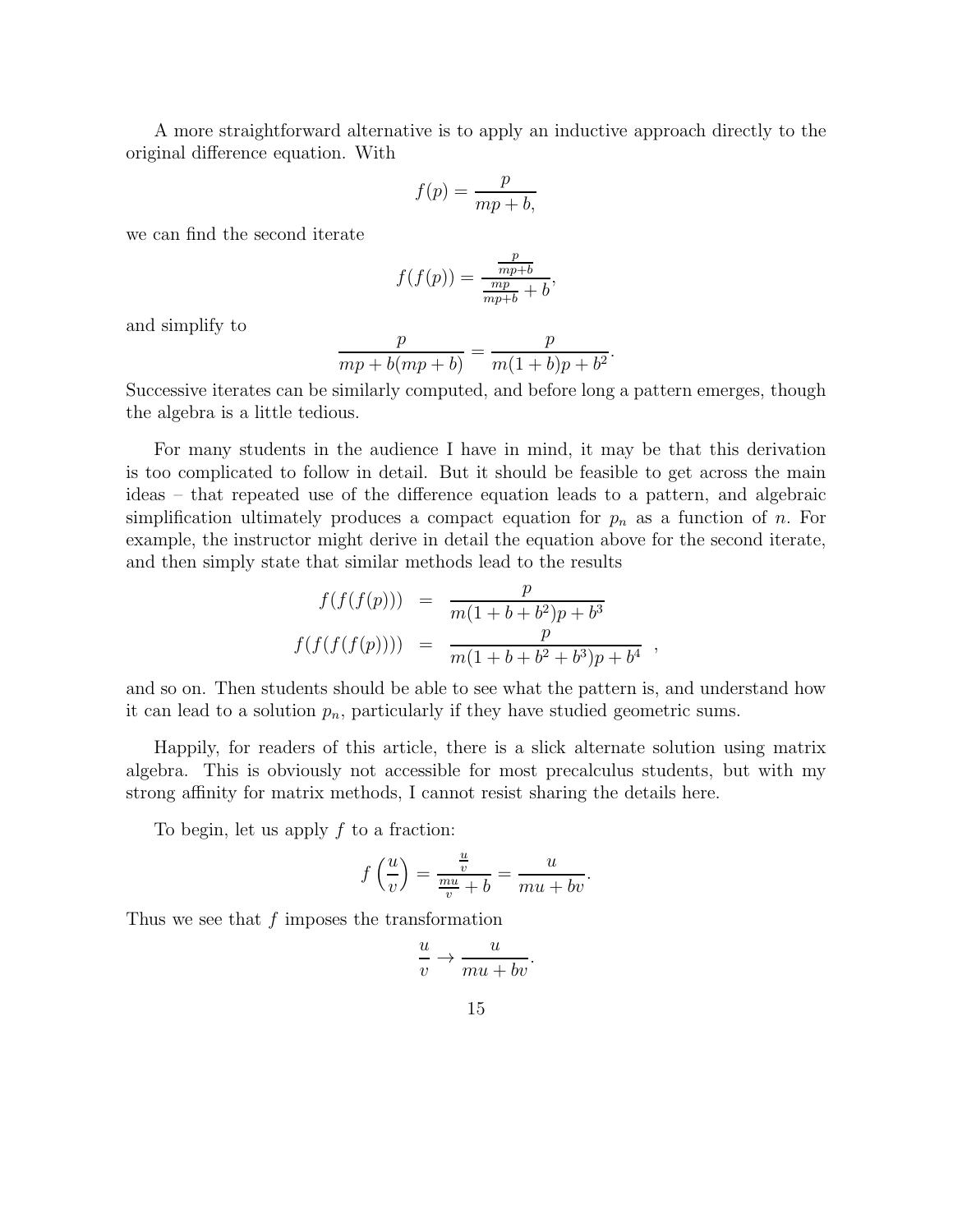A more straightforward alternative is to apply an inductive approach directly to the original difference equation. With

$$f(p) = \frac{p}{mp + b,}$$

we can find the second iterate

$$f(f(p)) = \frac{\frac{p}{mp+b}}{\frac{mp}{mp+b} + b},$$

and simplify to

$$\frac{p}{mp + b(mp + b)} = \frac{p}{m(1 + b)p + b^2}.$$

Successive iterates can be similarly computed, and before long a pattern emerges, though the algebra is a little tedious.

For many students in the audience I have in mind, it may be that this derivation is too complicated to follow in detail. But it should be feasible to get across the main ideas – that repeated use of the difference equation leads to a pattern, and algebraic simplification ultimately produces a compact equation for $p_n$ as a function of $n$. For example, the instructor might derive in detail the equation above for the second iterate, and then simply state that similar methods lead to the results

$$\begin{aligned} f(f(f(p))) &= \frac{p}{m(1 + b + b^2)p + b^3} \\ f(f(f(f(p)))) &= \frac{p}{m(1 + b + b^2 + b^3)p + b^4} \end{aligned} ,$$

and so on. Then students should be able to see what the pattern is, and understand how it can lead to a solution $p_n$, particularly if they have studied geometric sums.

Happily, for readers of this article, there is a slick alternate solution using matrix algebra. This is obviously not accessible for most precalculus students, but with my strong affinity for matrix methods, I cannot resist sharing the details here.

To begin, let us apply $f$ to a fraction:

$$f\left(\frac{u}{v}\right) = \frac{\frac{u}{v}}{\frac{mu}{v} + b} = \frac{u}{mu + bv}.$$

Thus we see that $f$ imposes the transformation

$$\frac{u}{v} \rightarrow \frac{u}{mu + bv}.$$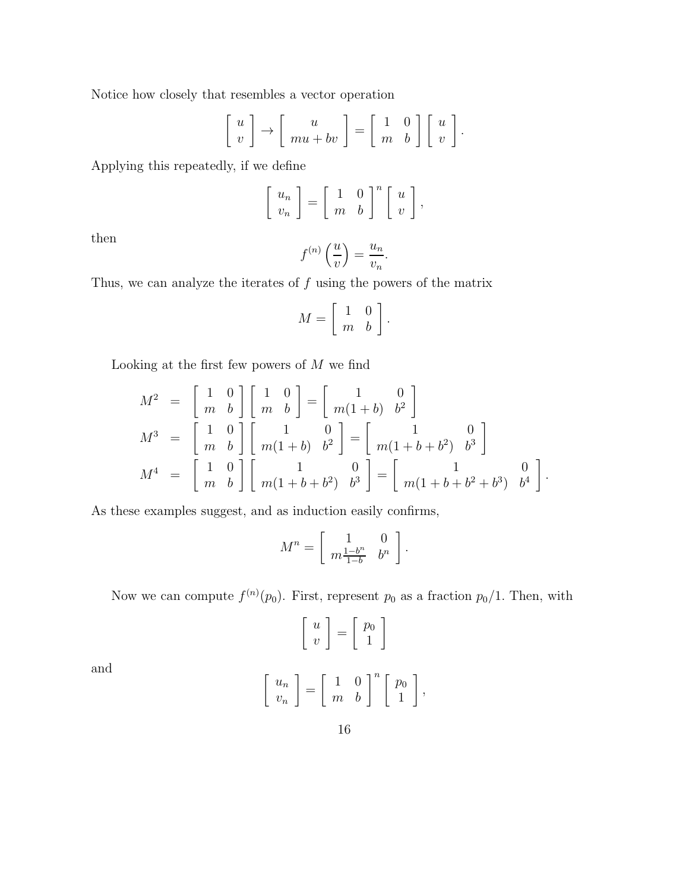Notice how closely that resembles a vector operation

$$\begin{bmatrix} u \\ v \end{bmatrix} \to \begin{bmatrix} u \\ mu + bv \end{bmatrix} = \begin{bmatrix} 1 & 0 \\ m & b \end{bmatrix} \begin{bmatrix} u \\ v \end{bmatrix}.$$

Applying this repeatedly, if we define

$$\begin{bmatrix} u_n \\ v_n \end{bmatrix} = \begin{bmatrix} 1 & 0 \\ m & b \end{bmatrix}^n \begin{bmatrix} u \\ v \end{bmatrix},$$

then

$$f^{(n)}\left(\frac{u}{v}\right) = \frac{u_n}{v_n}.$$

Thus, we can analyze the iterates of $f$ using the powers of the matrix

$$M = \begin{bmatrix} 1 & 0 \\ m & b \end{bmatrix}.$$

Looking at the first few powers of $M$ we find

$$\begin{aligned}
M^2 &= \begin{bmatrix} 1 & 0 \\ m & b \end{bmatrix} \begin{bmatrix} 1 & 0 \\ m & b \end{bmatrix} = \begin{bmatrix} 1 & 0 \\ m(1+b) & b^2 \end{bmatrix} \\
M^3 &= \begin{bmatrix} 1 & 0 \\ m & b \end{bmatrix} \begin{bmatrix} 1 & 0 \\ m(1+b) & b^2 \end{bmatrix} = \begin{bmatrix} 1 & 0 \\ m(1+b+b^2) & b^3 \end{bmatrix} \\
M^4 &= \begin{bmatrix} 1 & 0 \\ m & b \end{bmatrix} \begin{bmatrix} 1 & 0 \\ m(1+b+b^2) & b^3 \end{bmatrix} = \begin{bmatrix} 1 & 0 \\ m(1+b+b^2+b^3) & b^4 \end{bmatrix}.
\end{aligned}$$

As these examples suggest, and as induction easily confirms,

$$M^n = \begin{bmatrix} 1 & 0 \\ m\frac{1-b^n}{1-b} & b^n \end{bmatrix}.$$

Now we can compute $f^{(n)}(p_0)$. First, represent $p_0$ as a fraction $p_0/1$. Then, with

$$\begin{bmatrix} u \\ v \end{bmatrix} = \begin{bmatrix} p_0 \\ 1 \end{bmatrix}$$

and

$$\begin{bmatrix} u_n \\ v_n \end{bmatrix} = \begin{bmatrix} 1 & 0 \\ m & b \end{bmatrix}^n \begin{bmatrix} p_0 \\ 1 \end{bmatrix},$$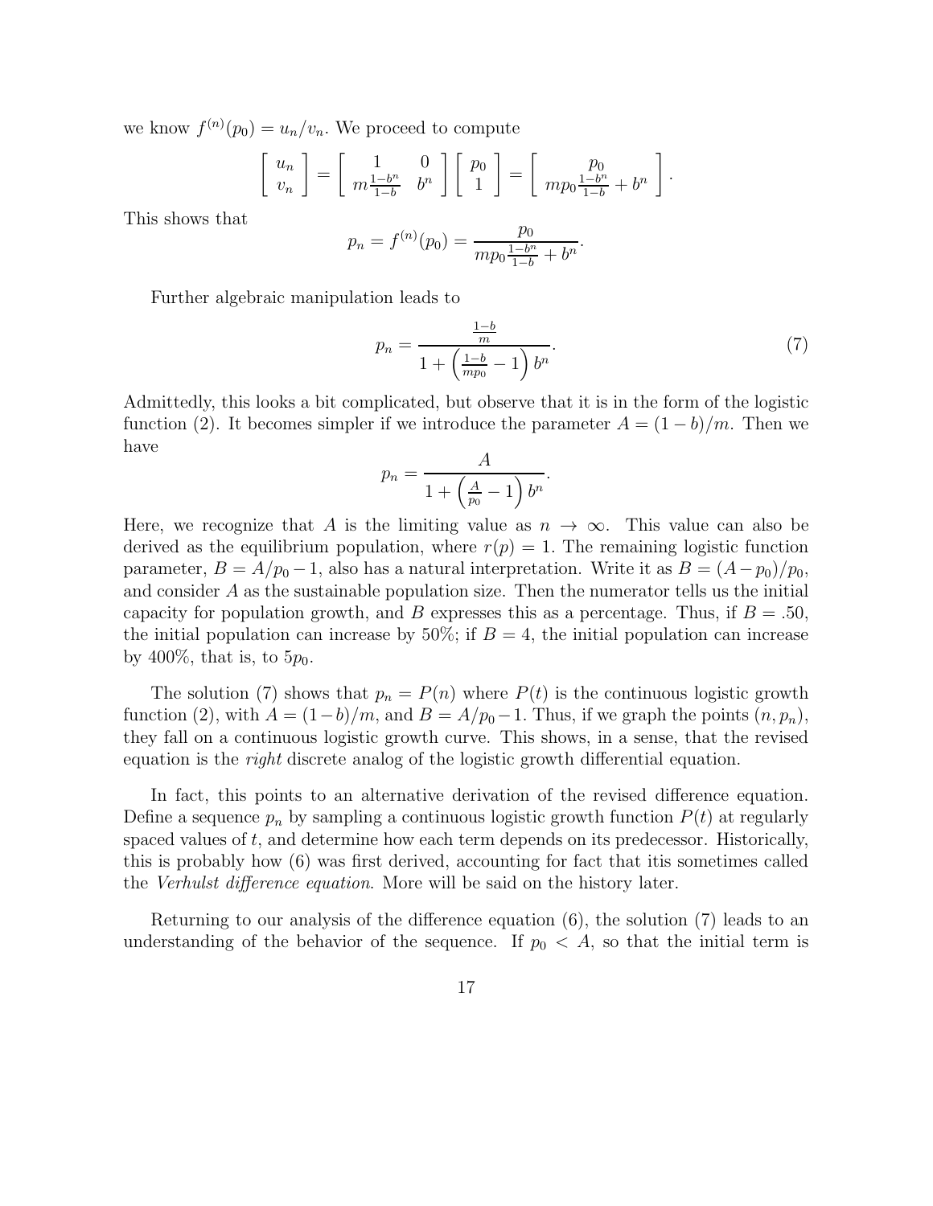we know $f^{(n)}(p_0) = u_n/v_n$. We proceed to compute

$$\begin{bmatrix} u_n \\ v_n \end{bmatrix} = \begin{bmatrix} 1 & 0 \\ m\frac{1-b^n}{1-b} & b^n \end{bmatrix} \begin{bmatrix} p_0 \\ 1 \end{bmatrix} = \begin{bmatrix} p_0 \\ mp_0\frac{1-b^n}{1-b} + b^n \end{bmatrix}.$$

This shows that

$$p_n = f^{(n)}(p_0) = \frac{p_0}{mp_0\frac{1-b^n}{1-b} + b^n}.$$

Further algebraic manipulation leads to

$$p_n = \frac{\frac{1-b}{m}}{1 + \left(\frac{1-b}{mp_0} - 1\right)b^n}. \tag{7}$$

Admittedly, this looks a bit complicated, but observe that it is in the form of the logistic function (2). It becomes simpler if we introduce the parameter $A = (1-b)/m$. Then we have

$$p_n = \frac{A}{1 + \left(\frac{A}{p_0} - 1\right)b^n}.$$

Here, we recognize that $A$ is the limiting value as $n \to \infty$. This value can also be derived as the equilibrium population, where $r(p) = 1$. The remaining logistic function parameter, $B = A/p_0 - 1$, also has a natural interpretation. Write it as $B = (A - p_0)/p_0$, and consider $A$ as the sustainable population size. Then the numerator tells us the initial capacity for population growth, and $B$ expresses this as a percentage. Thus, if $B = .50$, the initial population can increase by 50%; if $B = 4$, the initial population can increase by 400%, that is, to $5p_0$.

The solution (7) shows that $p_n = P(n)$ where $P(t)$ is the continuous logistic growth function (2), with $A = (1-b)/m$, and $B = A/p_0 - 1$. Thus, if we graph the points $(n, p_n)$, they fall on a continuous logistic growth curve. This shows, in a sense, that the revised equation is the *right* discrete analog of the logistic growth differential equation.

In fact, this points to an alternative derivation of the revised difference equation. Define a sequence $p_n$ by sampling a continuous logistic growth function $P(t)$ at regularly spaced values of $t$, and determine how each term depends on its predecessor. Historically, this is probably how (6) was first derived, accounting for fact that itis sometimes called the *Verhulst difference equation*. More will be said on the history later.

Returning to our analysis of the difference equation (6), the solution (7) leads to an understanding of the behavior of the sequence. If $p_0 < A$, so that the initial term is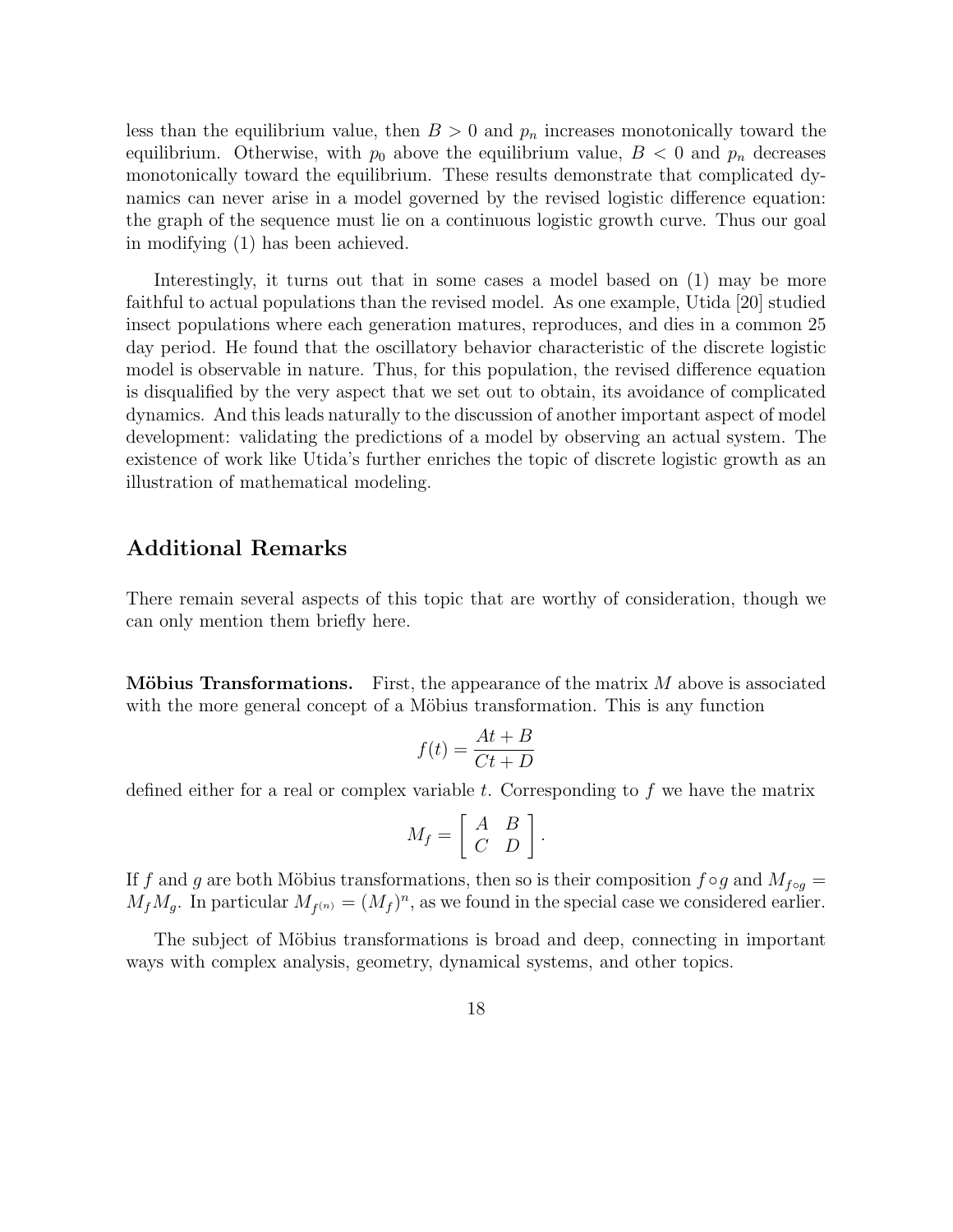less than the equilibrium value, then $B > 0$ and $p_n$ increases monotonically toward the equilibrium. Otherwise, with $p_0$ above the equilibrium value, $B < 0$ and $p_n$ decreases monotonically toward the equilibrium. These results demonstrate that complicated dynamics can never arise in a model governed by the revised logistic difference equation: the graph of the sequence must lie on a continuous logistic growth curve. Thus our goal in modifying (1) has been achieved.

Interestingly, it turns out that in some cases a model based on (1) may be more faithful to actual populations than the revised model. As one example, Utida [20] studied insect populations where each generation matures, reproduces, and dies in a common 25 day period. He found that the oscillatory behavior characteristic of the discrete logistic model is observable in nature. Thus, for this population, the revised difference equation is disqualified by the very aspect that we set out to obtain, its avoidance of complicated dynamics. And this leads naturally to the discussion of another important aspect of model development: validating the predictions of a model by observing an actual system. The existence of work like Utida's further enriches the topic of discrete logistic growth as an illustration of mathematical modeling.

## Additional Remarks

There remain several aspects of this topic that are worthy of consideration, though we can only mention them briefly here.

**Möbius Transformations.** First, the appearance of the matrix $M$ above is associated with the more general concept of a Möbius transformation. This is any function

$$f(t) = \frac{At + B}{Ct + D}$$

defined either for a real or complex variable $t$. Corresponding to $f$ we have the matrix

$$M_f = \begin{bmatrix} A & B \\ C & D \end{bmatrix}.$$

If $f$ and $g$ are both Möbius transformations, then so is their composition $f \circ g$ and $M_{f \circ g} = M_f M_g$. In particular $M_{f^{(n)}} = (M_f)^n$, as we found in the special case we considered earlier.

The subject of Möbius transformations is broad and deep, connecting in important ways with complex analysis, geometry, dynamical systems, and other topics.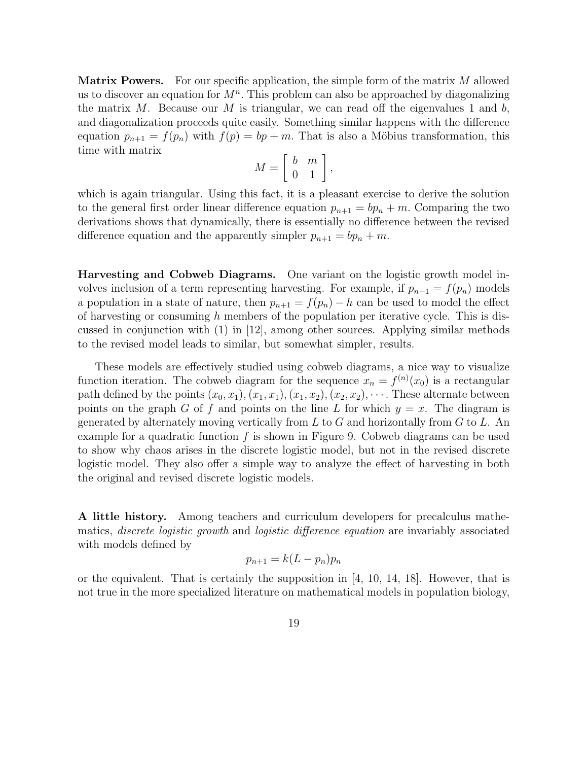**Matrix Powers.** For our specific application, the simple form of the matrix $M$ allowed us to discover an equation for $M^n$. This problem can also be approached by diagonalizing the matrix $M$. Because our $M$ is triangular, we can read off the eigenvalues 1 and $b$, and diagonalization proceeds quite easily. Something similar happens with the difference equation $p_{n+1} = f(p_n)$ with $f(p) = bp + m$. That is also a Möbius transformation, this time with matrix

$$M = \begin{bmatrix} b & m \\ 0 & 1 \end{bmatrix},$$

which is again triangular. Using this fact, it is a pleasant exercise to derive the solution to the general first order linear difference equation $p_{n+1} = bp_n + m$. Comparing the two derivations shows that dynamically, there is essentially no difference between the revised difference equation and the apparently simpler $p_{n+1} = bp_n + m$.

**Harvesting and Cobweb Diagrams.** One variant on the logistic growth model involves inclusion of a term representing harvesting. For example, if $p_{n+1} = f(p_n)$ models a population in a state of nature, then $p_{n+1} = f(p_n) - h$ can be used to model the effect of harvesting or consuming $h$ members of the population per iterative cycle. This is discussed in conjunction with (1) in [12], among other sources. Applying similar methods to the revised model leads to similar, but somewhat simpler, results.

These models are effectively studied using cobweb diagrams, a nice way to visualize function iteration. The cobweb diagram for the sequence $x_n = f^{(n)}(x_0)$ is a rectangular path defined by the points $(x_0, x_1), (x_1, x_1), (x_1, x_2), (x_2, x_2), \cdots$. These alternate between points on the graph $G$ of $f$ and points on the line $L$ for which $y = x$. The diagram is generated by alternately moving vertically from $L$ to $G$ and horizontally from $G$ to $L$. An example for a quadratic function $f$ is shown in Figure 9. Cobweb diagrams can be used to show why chaos arises in the discrete logistic model, but not in the revised discrete logistic model. They also offer a simple way to analyze the effect of harvesting in both the original and revised discrete logistic models.

**A little history.** Among teachers and curriculum developers for precalculus mathematics, *discrete logistic growth* and *logistic difference equation* are invariably associated with models defined by

$$p_{n+1} = k(L - p_n)p_n$$

or the equivalent. That is certainly the supposition in [4, 10, 14, 18]. However, that is not true in the more specialized literature on mathematical models in population biology,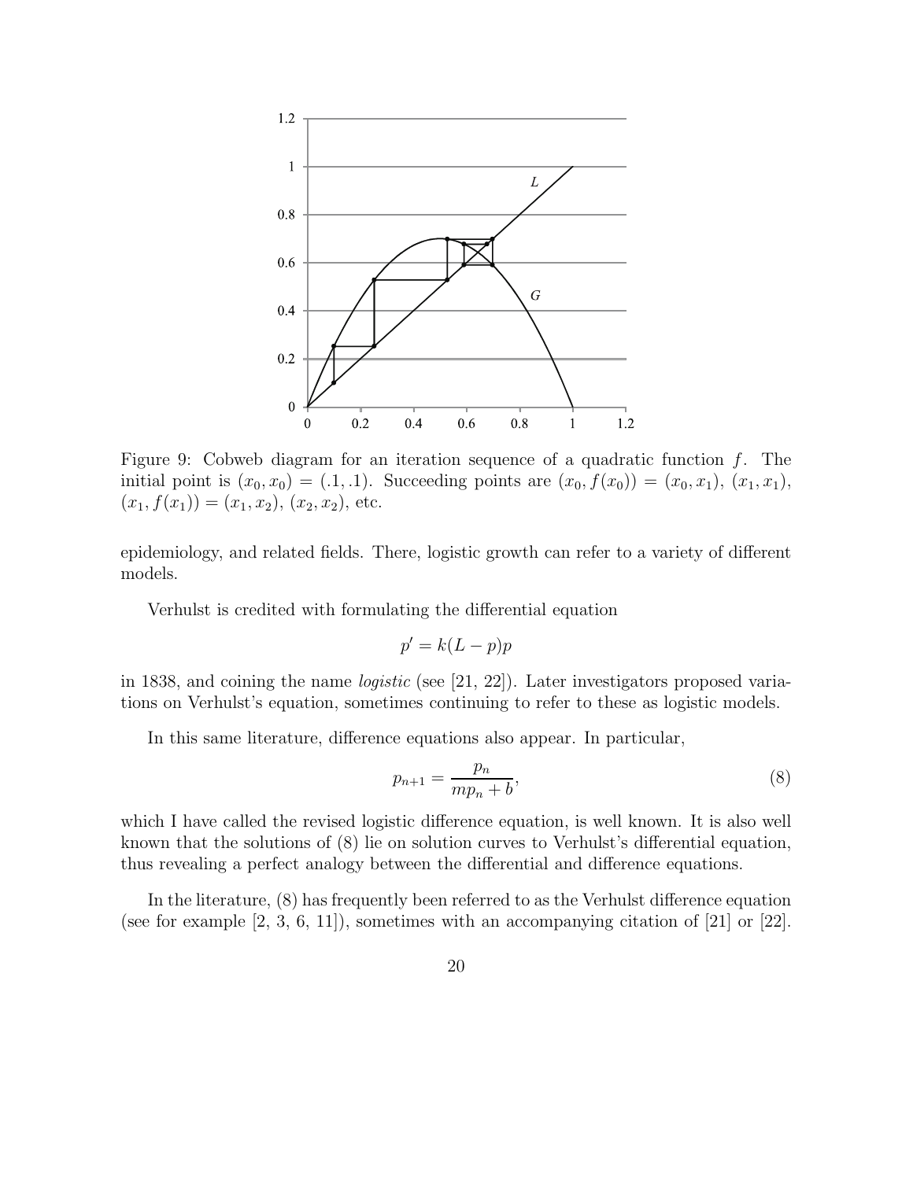Figure 9: Cobweb diagram for an iteration sequence of a quadratic function $f$. The initial point is $(x_0, x_0) = (.1, .1)$. Succeeding points are $(x_0, f(x_0)) = (x_0, x_1)$, $(x_1, x_1)$, $(x_1, f(x_1)) = (x_1, x_2)$, $(x_2, x_2)$, etc.

epidemiology, and related fields. There, logistic growth can refer to a variety of different models.

Verhulst is credited with formulating the differential equation

$$p' = k(L - p)p$$

in 1838, and coining the name *logistic* (see [21, 22]). Later investigators proposed variations on Verhulst's equation, sometimes continuing to refer to these as logistic models.

In this same literature, difference equations also appear. In particular,

$$p_{n+1} = \frac{p_n}{mp_n + b}, \tag{8}$$

which I have called the revised logistic difference equation, is well known. It is also well known that the solutions of (8) lie on solution curves to Verhulst's differential equation, thus revealing a perfect analogy between the differential and difference equations.

In the literature, (8) has frequently been referred to as the Verhulst difference equation (see for example [2, 3, 6, 11]), sometimes with an accompanying citation of [21] or [22].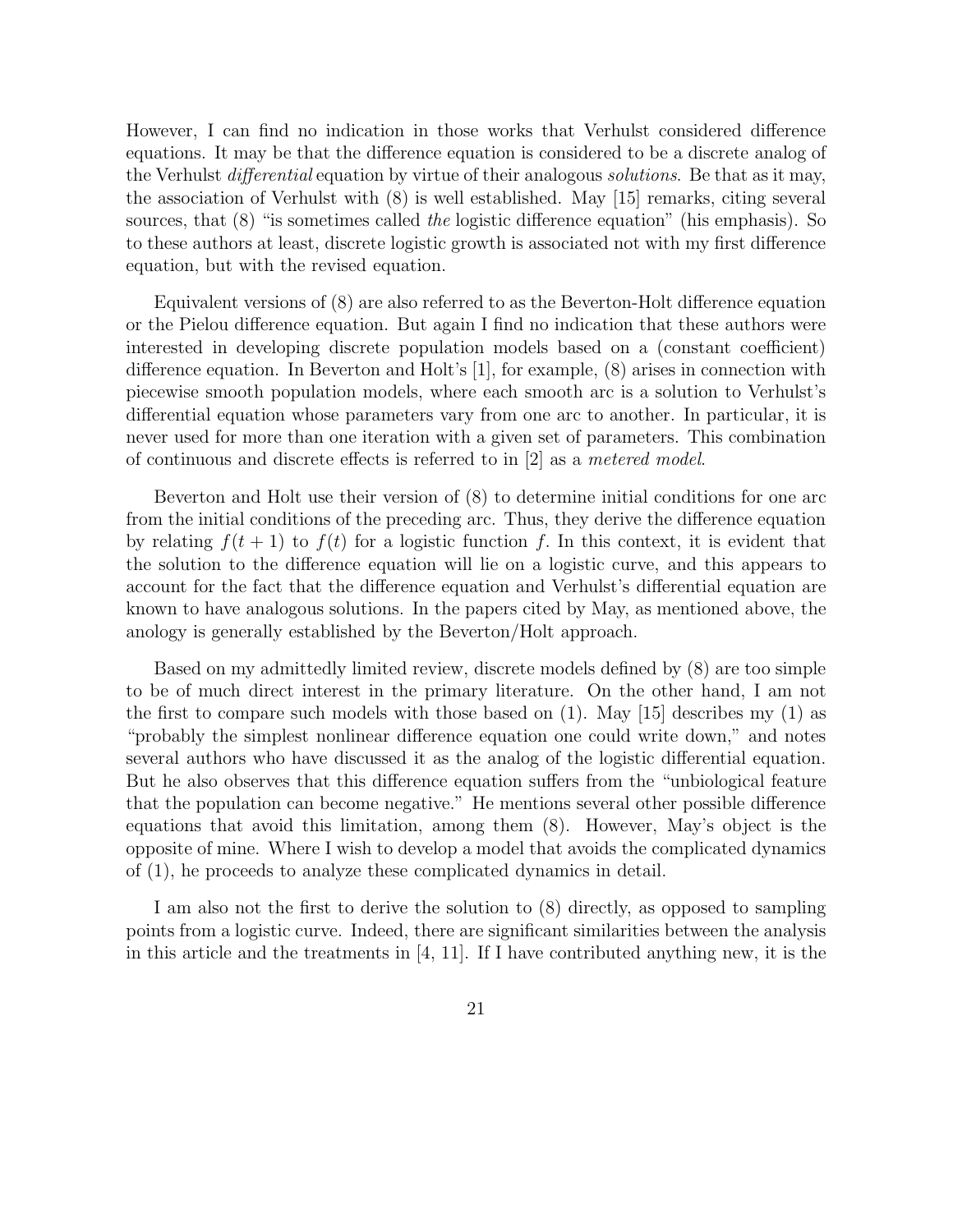However, I can find no indication in those works that Verhulst considered difference equations. It may be that the difference equation is considered to be a discrete analog of the Verhulst *differential* equation by virtue of their analogous *solutions*. Be that as it may, the association of Verhulst with (8) is well established. May [15] remarks, citing several sources, that (8) "is sometimes called *the* logistic difference equation" (his emphasis). So to these authors at least, discrete logistic growth is associated not with my first difference equation, but with the revised equation.

Equivalent versions of (8) are also referred to as the Beverton-Holt difference equation or the Pielou difference equation. But again I find no indication that these authors were interested in developing discrete population models based on a (constant coefficient) difference equation. In Beverton and Holt's [1], for example, (8) arises in connection with piecewise smooth population models, where each smooth arc is a solution to Verhulst's differential equation whose parameters vary from one arc to another. In particular, it is never used for more than one iteration with a given set of parameters. This combination of continuous and discrete effects is referred to in [2] as a *metered model*.

Beverton and Holt use their version of (8) to determine initial conditions for one arc from the initial conditions of the preceding arc. Thus, they derive the difference equation by relating $f(t + 1)$ to $f(t)$ for a logistic function $f$. In this context, it is evident that the solution to the difference equation will lie on a logistic curve, and this appears to account for the fact that the difference equation and Verhulst's differential equation are known to have analogous solutions. In the papers cited by May, as mentioned above, the anology is generally established by the Beverton/Holt approach.

Based on my admittedly limited review, discrete models defined by (8) are too simple to be of much direct interest in the primary literature. On the other hand, I am not the first to compare such models with those based on (1). May [15] describes my (1) as "probably the simplest nonlinear difference equation one could write down," and notes several authors who have discussed it as the analog of the logistic differential equation. But he also observes that this difference equation suffers from the "unbiological feature that the population can become negative." He mentions several other possible difference equations that avoid this limitation, among them (8). However, May's object is the opposite of mine. Where I wish to develop a model that avoids the complicated dynamics of (1), he proceeds to analyze these complicated dynamics in detail.

I am also not the first to derive the solution to (8) directly, as opposed to sampling points from a logistic curve. Indeed, there are significant similarities between the analysis in this article and the treatments in [4, 11]. If I have contributed anything new, it is the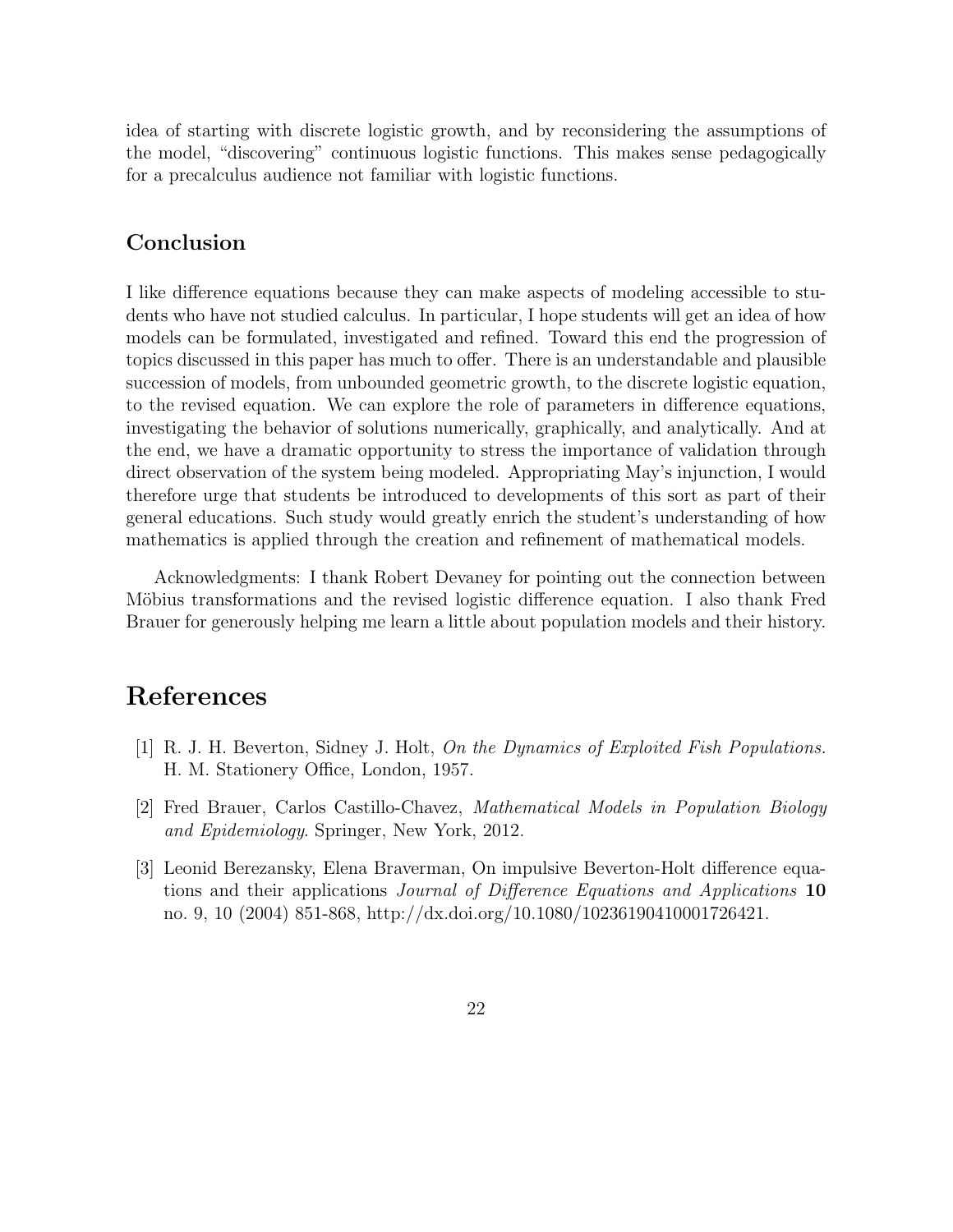idea of starting with discrete logistic growth, and by reconsidering the assumptions of the model, "discovering" continuous logistic functions. This makes sense pedagogically for a precalculus audience not familiar with logistic functions.

## Conclusion

I like difference equations because they can make aspects of modeling accessible to students who have not studied calculus. In particular, I hope students will get an idea of how models can be formulated, investigated and refined. Toward this end the progression of topics discussed in this paper has much to offer. There is an understandable and plausible succession of models, from unbounded geometric growth, to the discrete logistic equation, to the revised equation. We can explore the role of parameters in difference equations, investigating the behavior of solutions numerically, graphically, and analytically. And at the end, we have a dramatic opportunity to stress the importance of validation through direct observation of the system being modeled. Appropriating May's injunction, I would therefore urge that students be introduced to developments of this sort as part of their general educations. Such study would greatly enrich the student's understanding of how mathematics is applied through the creation and refinement of mathematical models.

Acknowledgments: I thank Robert Devaney for pointing out the connection between Möbius transformations and the revised logistic difference equation. I also thank Fred Brauer for generously helping me learn a little about population models and their history.

# References

[1] R. J. H. Beverton, Sidney J. Holt, *On the Dynamics of Exploited Fish Populations.* H. M. Stationery Office, London, 1957.

[2] Fred Brauer, Carlos Castillo-Chavez, *Mathematical Models in Population Biology and Epidemiology*. Springer, New York, 2012.

[3] Leonid Berezansky, Elena Braverman, On impulsive Beverton-Holt difference equations and their applications *Journal of Difference Equations and Applications* **10** no. 9, 10 (2004) 851-868, http://dx.doi.org/10.1080/10236190410001726421.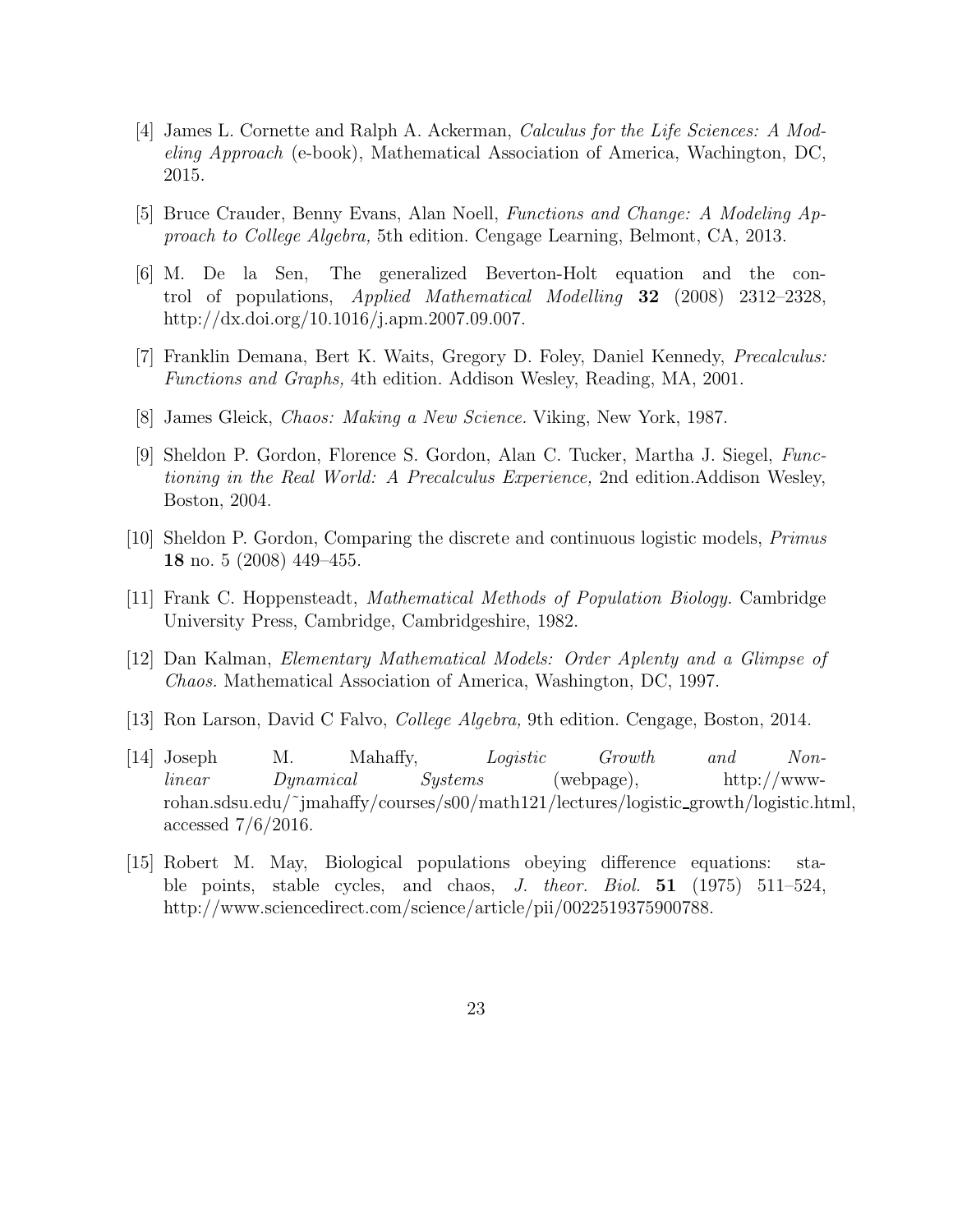[4] James L. Cornette and Ralph A. Ackerman, *Calculus for the Life Sciences: A Modeling Approach* (e-book), Mathematical Association of America, Wachington, DC, 2015.

[5] Bruce Crauder, Benny Evans, Alan Noell, *Functions and Change: A Modeling Approach to College Algebra,* 5th edition. Cengage Learning, Belmont, CA, 2013.

[6] M. De la Sen, The generalized Beverton-Holt equation and the control of populations, *Applied Mathematical Modelling* **32** (2008) 2312–2328, http://dx.doi.org/10.1016/j.apm.2007.09.007.

[7] Franklin Demana, Bert K. Waits, Gregory D. Foley, Daniel Kennedy, *Precalculus: Functions and Graphs,* 4th edition. Addison Wesley, Reading, MA, 2001.

[8] James Gleick, *Chaos: Making a New Science.* Viking, New York, 1987.

[9] Sheldon P. Gordon, Florence S. Gordon, Alan C. Tucker, Martha J. Siegel, *Functioning in the Real World: A Precalculus Experience,* 2nd edition.Addison Wesley, Boston, 2004.

[10] Sheldon P. Gordon, Comparing the discrete and continuous logistic models, *Primus* **18** no. 5 (2008) 449–455.

[11] Frank C. Hoppensteadt, *Mathematical Methods of Population Biology.* Cambridge University Press, Cambridge, Cambridgeshire, 1982.

[12] Dan Kalman, *Elementary Mathematical Models: Order Aplenty and a Glimpse of Chaos.* Mathematical Association of America, Washington, DC, 1997.

[13] Ron Larson, David C Falvo, *College Algebra,* 9th edition. Cengage, Boston, 2014.

[14] Joseph M. Mahaffy, *Logistic Growth and Nonlinear Dynamical Systems* (webpage), http://www-rohan.sdsu.edu/~jmahaffy/courses/s00/math121/lectures/logistic_growth/logistic.html, accessed 7/6/2016.

[15] Robert M. May, Biological populations obeying difference equations: stable points, stable cycles, and chaos, *J. theor. Biol.* **51** (1975) 511–524, http://www.sciencedirect.com/science/article/pii/0022519375900788.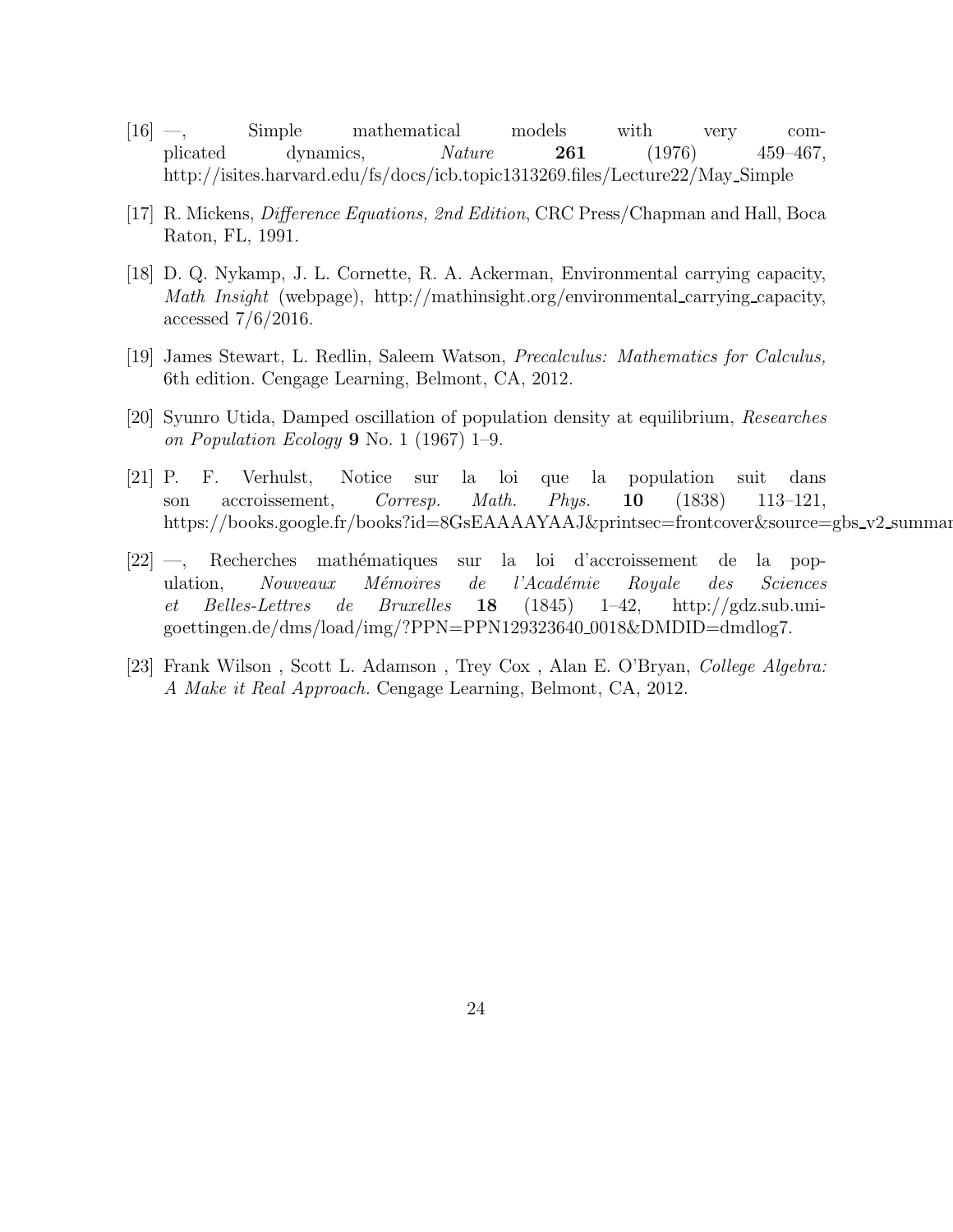[16] —, Simple mathematical models with very complicated dynamics, *Nature* **261** (1976) 459–467, http://isites.harvard.edu/fs/docs/icb.topic1313269.files/Lecture22/May_Simple

[17] R. Mickens, *Difference Equations, 2nd Edition*, CRC Press/Chapman and Hall, Boca Raton, FL, 1991.

[18] D. Q. Nykamp, J. L. Cornette, R. A. Ackerman, Environmental carrying capacity, *Math Insight* (webpage), http://mathinsight.org/environmental_carrying_capacity, accessed 7/6/2016.

[19] James Stewart, L. Redlin, Saleem Watson, *Precalculus: Mathematics for Calculus,* 6th edition. Cengage Learning, Belmont, CA, 2012.

[20] Syunro Utida, Damped oscillation of population density at equilibrium, *Researches on Population Ecology* **9** No. 1 (1967) 1–9.

[21] P. F. Verhulst, Notice sur la loi que la population suit dans son accroissement, *Corresp. Math. Phys.* **10** (1838) 113–121, https://books.google.fr/books?id=8GsEAAAAYAAJ&printsec=frontcover&source=gbs_v2_summar

[22] —, Recherches mathématiques sur la loi d'accroissement de la population, *Nouveaux Mémoires de l'Académie Royale des Sciences et Belles-Lettres de Bruxelles* **18** (1845) 1–42, http://gdz.sub.uni-goettingen.de/dms/load/img/?PPN=PPN129323640_0018&DMDID=dmdlog7.

[23] Frank Wilson , Scott L. Adamson , Trey Cox , Alan E. O'Bryan, *College Algebra: A Make it Real Approach.* Cengage Learning, Belmont, CA, 2012.